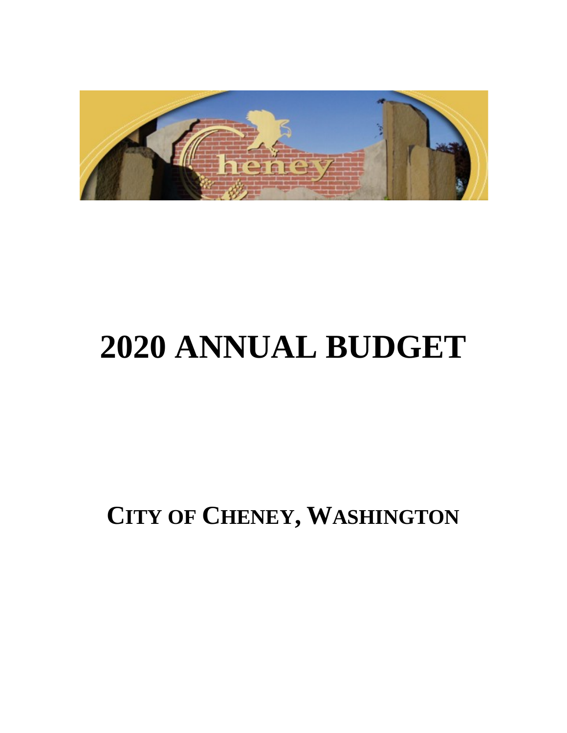# 2020 ANNUAL BUDGET

## CITY OF CHENEY, WASHINGTON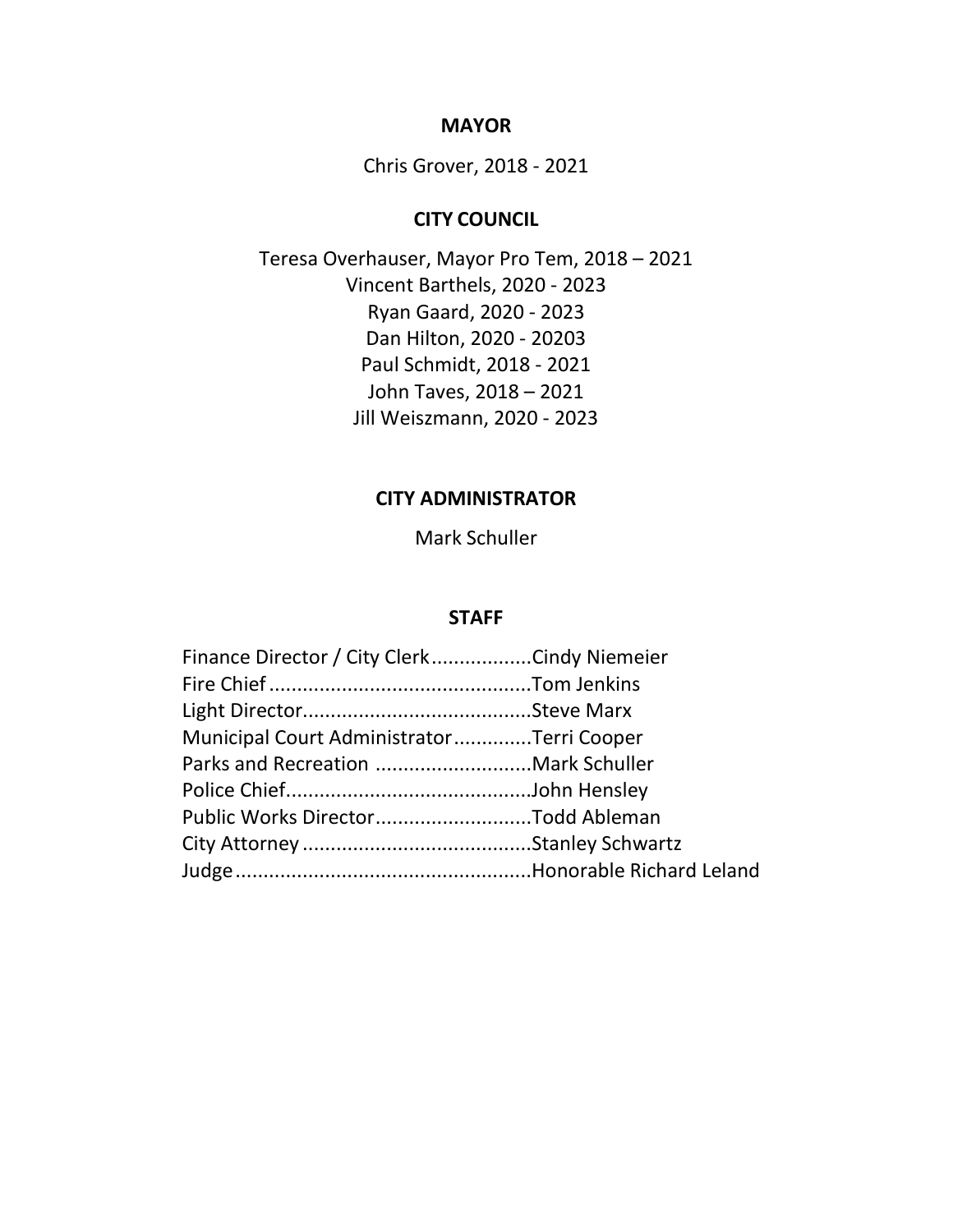## MAYOR

Chris Grover, 2018 - 2021

## CITY COUNCIL

Teresa Overhauser, Mayor Pro Tem, 2018 – 2021
Vincent Barthels, 2020 - 2023
Ryan Gaard, 2020 - 2023
Dan Hilton, 2020 - 20203
Paul Schmidt, 2018 - 2021
John Taves, 2018 – 2021
Jill Weiszmann, 2020 - 2023

## CITY ADMINISTRATOR

Mark Schuller

## STAFF

Finance Director / City Clerk..................Cindy Niemeier
Fire Chief...............................................Tom Jenkins
Light Director.........................................Steve Marx
Municipal Court Administrator.............Terri Cooper
Parks and Recreation ............................Mark Schuller
Police Chief............................................John Hensley
Public Works Director............................Todd Ableman
City Attorney .........................................Stanley Schwartz
Judge.....................................................Honorable Richard Leland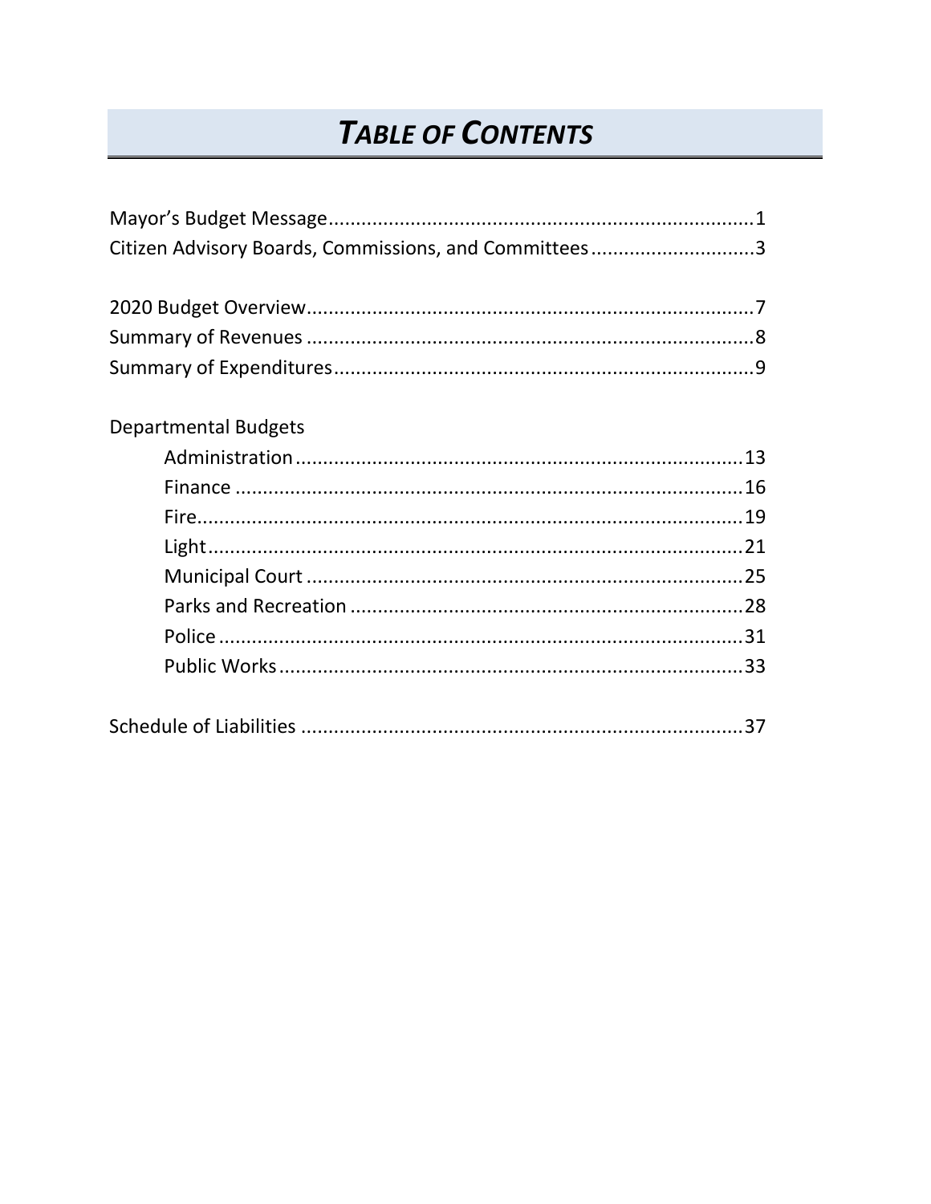# *TABLE OF CONTENTS*

Mayor's Budget Message....1
Citizen Advisory Boards, Commissions, and Committees....3

2020 Budget Overview....7
Summary of Revenues....8
Summary of Expenditures....9

Departmental Budgets

- Administration....13
- Finance....16
- Fire....19
- Light....21
- Municipal Court....25
- Parks and Recreation....28
- Police....31
- Public Works....33

Schedule of Liabilities....37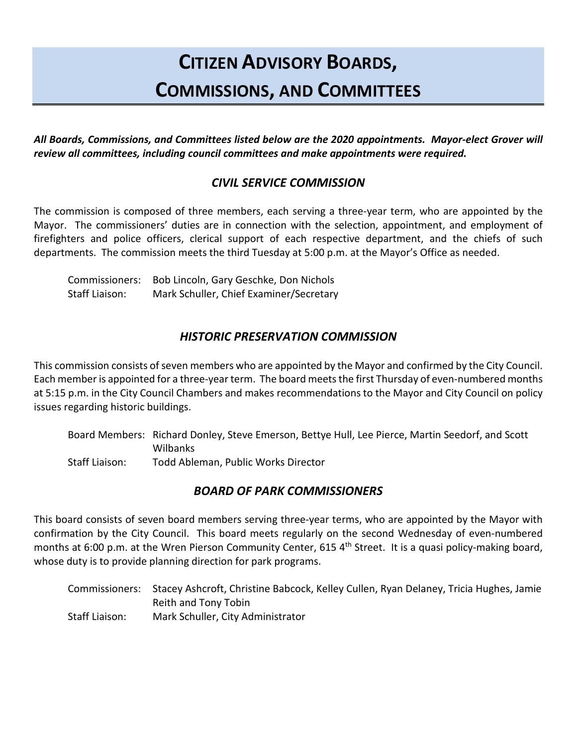# Citizen Advisory Boards, Commissions, and Committees

***All Boards, Commissions, and Committees listed below are the 2020 appointments. Mayor-elect Grover will review all committees, including council committees and make appointments were required.***

### *CIVIL SERVICE COMMISSION*

The commission is composed of three members, each serving a three-year term, who are appointed by the Mayor. The commissioners' duties are in connection with the selection, appointment, and employment of firefighters and police officers, clerical support of each respective department, and the chiefs of such departments. The commission meets the third Tuesday at 5:00 p.m. at the Mayor's Office as needed.

Commissioners: Bob Lincoln, Gary Geschke, Don Nichols
Staff Liaison: Mark Schuller, Chief Examiner/Secretary

### *HISTORIC PRESERVATION COMMISSION*

This commission consists of seven members who are appointed by the Mayor and confirmed by the City Council. Each member is appointed for a three-year term. The board meets the first Thursday of even-numbered months at 5:15 p.m. in the City Council Chambers and makes recommendations to the Mayor and City Council on policy issues regarding historic buildings.

Board Members: Richard Donley, Steve Emerson, Bettye Hull, Lee Pierce, Martin Seedorf, and Scott Wilbanks
Staff Liaison: Todd Ableman, Public Works Director

### *BOARD OF PARK COMMISSIONERS*

This board consists of seven board members serving three-year terms, who are appointed by the Mayor with confirmation by the City Council. This board meets regularly on the second Wednesday of even-numbered months at 6:00 p.m. at the Wren Pierson Community Center, 615 4th Street. It is a quasi policy-making board, whose duty is to provide planning direction for park programs.

Commissioners: Stacey Ashcroft, Christine Babcock, Kelley Cullen, Ryan Delaney, Tricia Hughes, Jamie Reith and Tony Tobin
Staff Liaison: Mark Schuller, City Administrator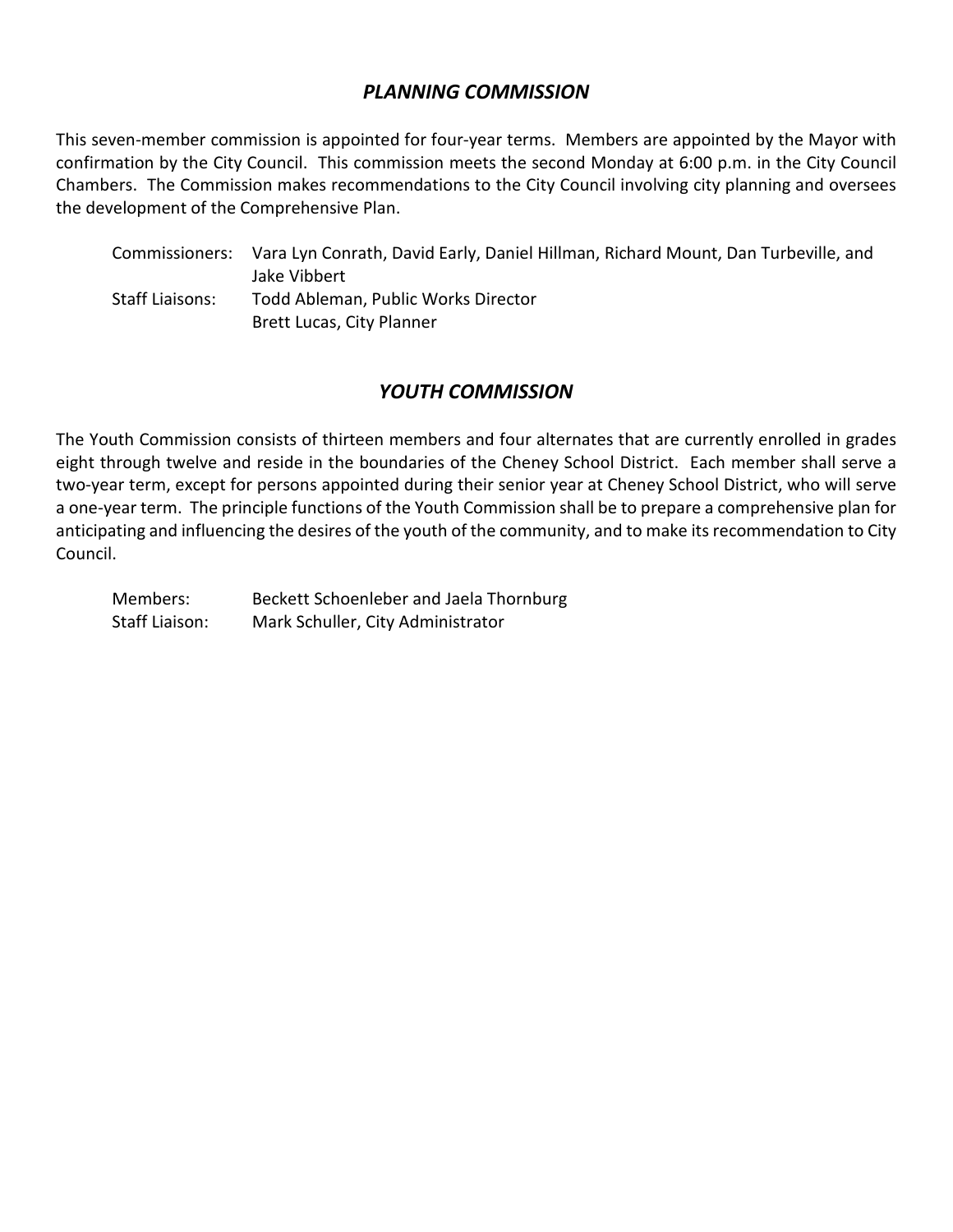## *PLANNING COMMISSION*

This seven-member commission is appointed for four-year terms. Members are appointed by the Mayor with confirmation by the City Council. This commission meets the second Monday at 6:00 p.m. in the City Council Chambers. The Commission makes recommendations to the City Council involving city planning and oversees the development of the Comprehensive Plan.

Commissioners: Vara Lyn Conrath, David Early, Daniel Hillman, Richard Mount, Dan Turbeville, and Jake Vibbert
Staff Liaisons: Todd Ableman, Public Works Director
Brett Lucas, City Planner

## *YOUTH COMMISSION*

The Youth Commission consists of thirteen members and four alternates that are currently enrolled in grades eight through twelve and reside in the boundaries of the Cheney School District. Each member shall serve a two-year term, except for persons appointed during their senior year at Cheney School District, who will serve a one-year term. The principle functions of the Youth Commission shall be to prepare a comprehensive plan for anticipating and influencing the desires of the youth of the community, and to make its recommendation to City Council.

Members: Beckett Schoenleber and Jaela Thornburg
Staff Liaison: Mark Schuller, City Administrator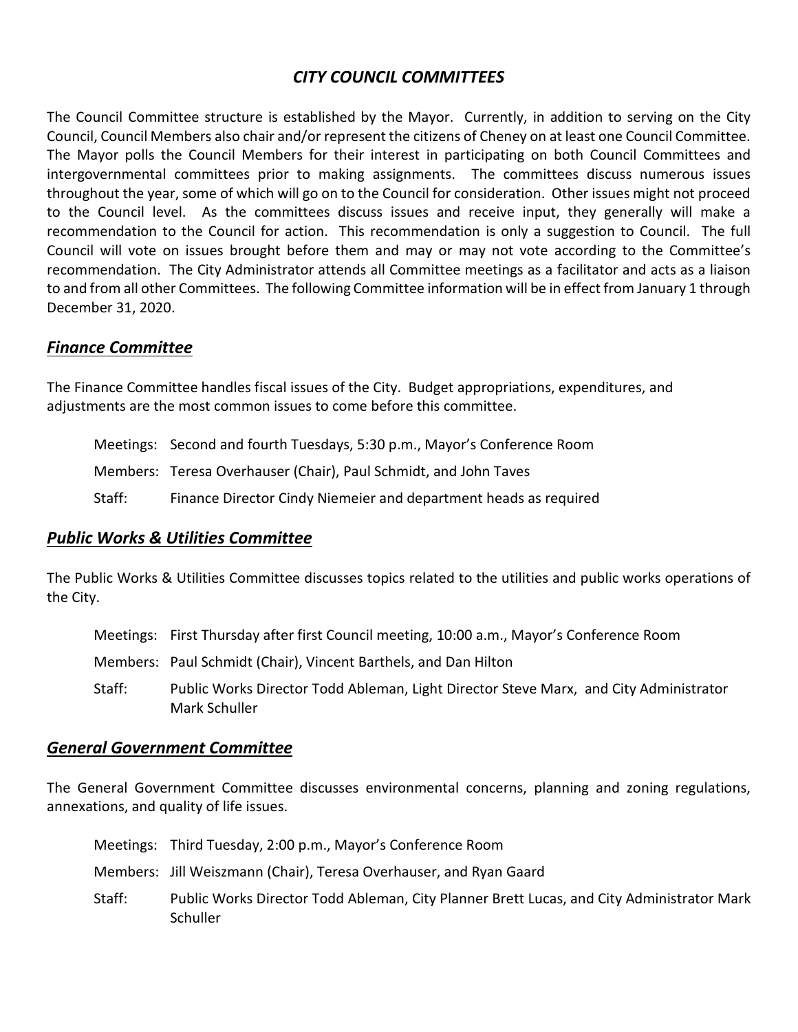# *CITY COUNCIL COMMITTEES*

The Council Committee structure is established by the Mayor. Currently, in addition to serving on the City Council, Council Members also chair and/or represent the citizens of Cheney on at least one Council Committee. The Mayor polls the Council Members for their interest in participating on both Council Committees and intergovernmental committees prior to making assignments. The committees discuss numerous issues throughout the year, some of which will go on to the Council for consideration. Other issues might not proceed to the Council level. As the committees discuss issues and receive input, they generally will make a recommendation to the Council for action. This recommendation is only a suggestion to Council. The full Council will vote on issues brought before them and may or may not vote according to the Committee's recommendation. The City Administrator attends all Committee meetings as a facilitator and acts as a liaison to and from all other Committees. The following Committee information will be in effect from January 1 through December 31, 2020.

## ***Finance Committee***

The Finance Committee handles fiscal issues of the City. Budget appropriations, expenditures, and adjustments are the most common issues to come before this committee.

Meetings: Second and fourth Tuesdays, 5:30 p.m., Mayor's Conference Room

Members: Teresa Overhauser (Chair), Paul Schmidt, and John Taves

Staff: Finance Director Cindy Niemeier and department heads as required

## ***Public Works & Utilities Committee***

The Public Works & Utilities Committee discusses topics related to the utilities and public works operations of the City.

Meetings: First Thursday after first Council meeting, 10:00 a.m., Mayor's Conference Room

Members: Paul Schmidt (Chair), Vincent Barthels, and Dan Hilton

Staff: Public Works Director Todd Ableman, Light Director Steve Marx, and City Administrator Mark Schuller

## ***General Government Committee***

The General Government Committee discusses environmental concerns, planning and zoning regulations, annexations, and quality of life issues.

Meetings: Third Tuesday, 2:00 p.m., Mayor's Conference Room

Members: Jill Weiszmann (Chair), Teresa Overhauser, and Ryan Gaard

Staff: Public Works Director Todd Ableman, City Planner Brett Lucas, and City Administrator Mark Schuller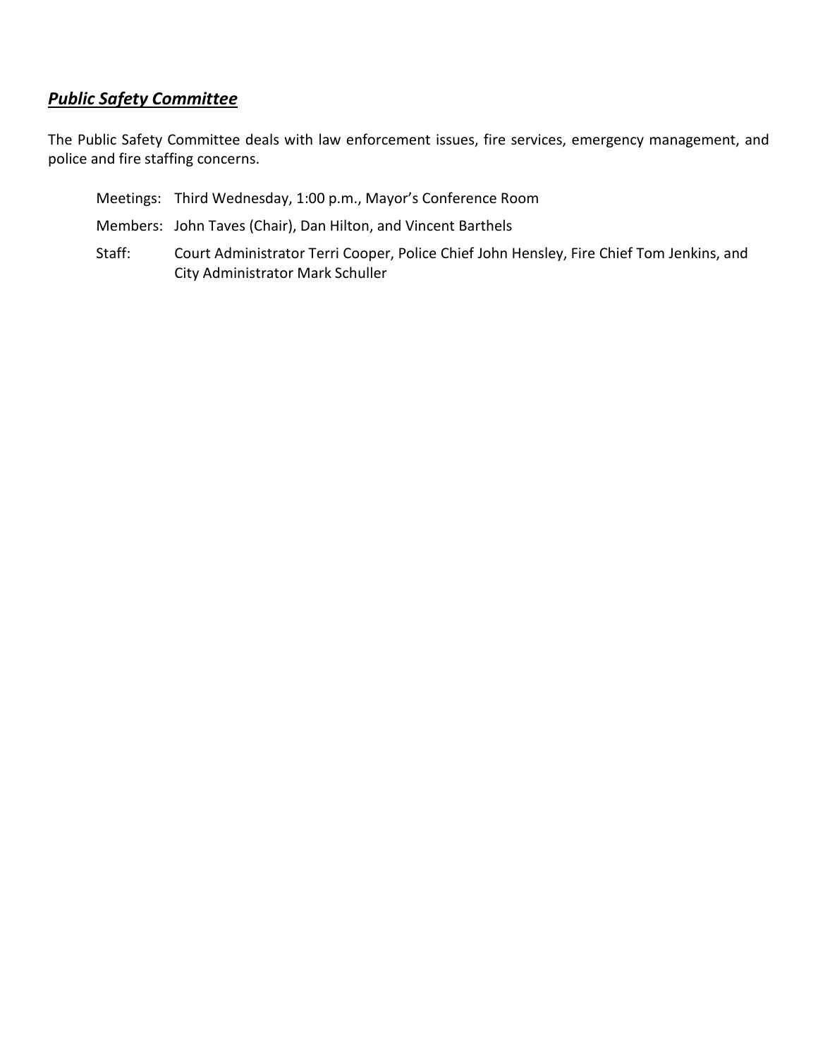## ***Public Safety Committee***

The Public Safety Committee deals with law enforcement issues, fire services, emergency management, and police and fire staffing concerns.

Meetings: Third Wednesday, 1:00 p.m., Mayor's Conference Room

Members: John Taves (Chair), Dan Hilton, and Vincent Barthels

Staff: Court Administrator Terri Cooper, Police Chief John Hensley, Fire Chief Tom Jenkins, and City Administrator Mark Schuller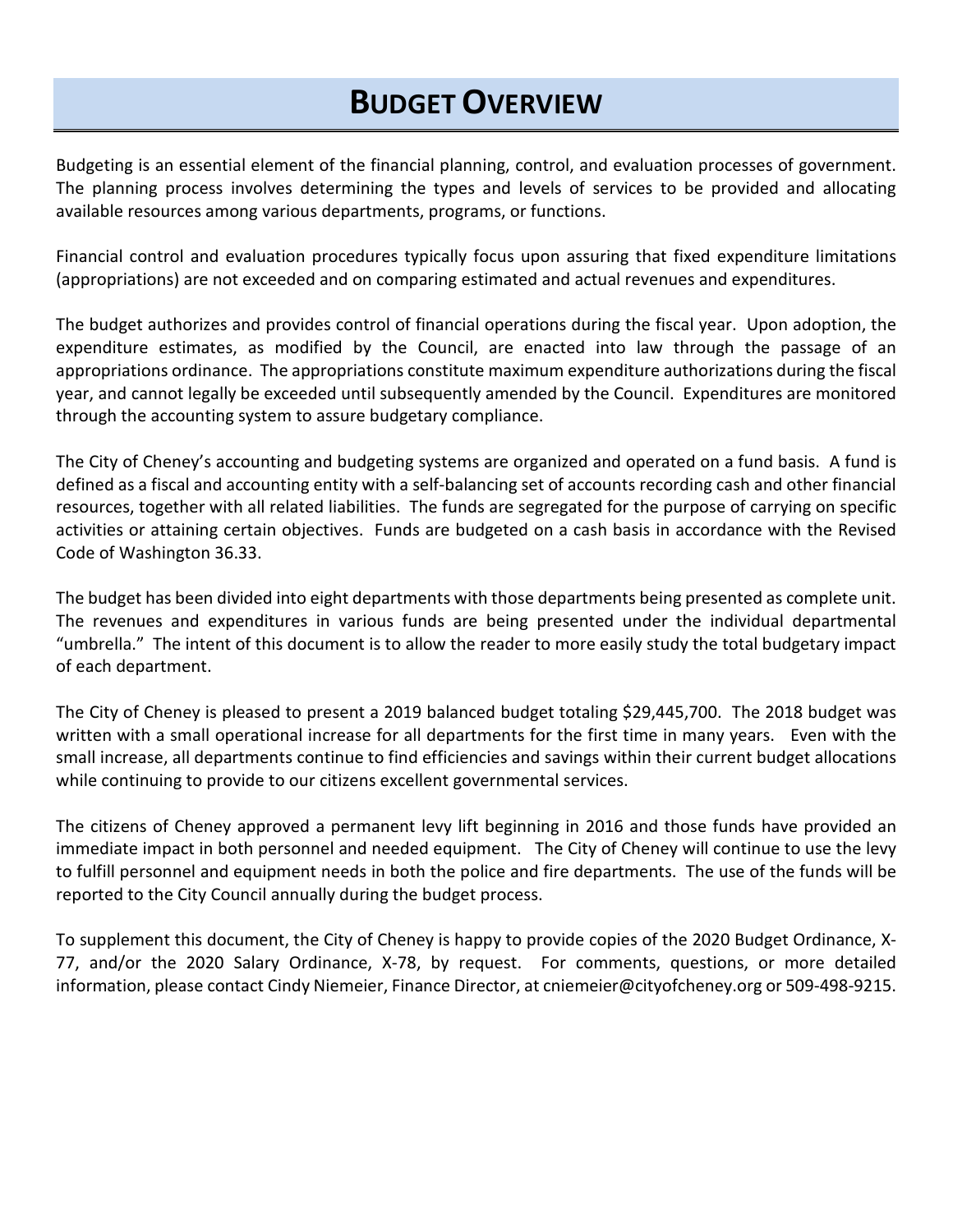# Budget Overview

Budgeting is an essential element of the financial planning, control, and evaluation processes of government. The planning process involves determining the types and levels of services to be provided and allocating available resources among various departments, programs, or functions.

Financial control and evaluation procedures typically focus upon assuring that fixed expenditure limitations (appropriations) are not exceeded and on comparing estimated and actual revenues and expenditures.

The budget authorizes and provides control of financial operations during the fiscal year. Upon adoption, the expenditure estimates, as modified by the Council, are enacted into law through the passage of an appropriations ordinance. The appropriations constitute maximum expenditure authorizations during the fiscal year, and cannot legally be exceeded until subsequently amended by the Council. Expenditures are monitored through the accounting system to assure budgetary compliance.

The City of Cheney's accounting and budgeting systems are organized and operated on a fund basis. A fund is defined as a fiscal and accounting entity with a self-balancing set of accounts recording cash and other financial resources, together with all related liabilities. The funds are segregated for the purpose of carrying on specific activities or attaining certain objectives. Funds are budgeted on a cash basis in accordance with the Revised Code of Washington 36.33.

The budget has been divided into eight departments with those departments being presented as complete unit. The revenues and expenditures in various funds are being presented under the individual departmental "umbrella." The intent of this document is to allow the reader to more easily study the total budgetary impact of each department.

The City of Cheney is pleased to present a 2019 balanced budget totaling $29,445,700. The 2018 budget was written with a small operational increase for all departments for the first time in many years. Even with the small increase, all departments continue to find efficiencies and savings within their current budget allocations while continuing to provide to our citizens excellent governmental services.

The citizens of Cheney approved a permanent levy lift beginning in 2016 and those funds have provided an immediate impact in both personnel and needed equipment. The City of Cheney will continue to use the levy to fulfill personnel and equipment needs in both the police and fire departments. The use of the funds will be reported to the City Council annually during the budget process.

To supplement this document, the City of Cheney is happy to provide copies of the 2020 Budget Ordinance, X-77, and/or the 2020 Salary Ordinance, X-78, by request. For comments, questions, or more detailed information, please contact Cindy Niemeier, Finance Director, at cniemeier@cityofcheney.org or 509-498-9215.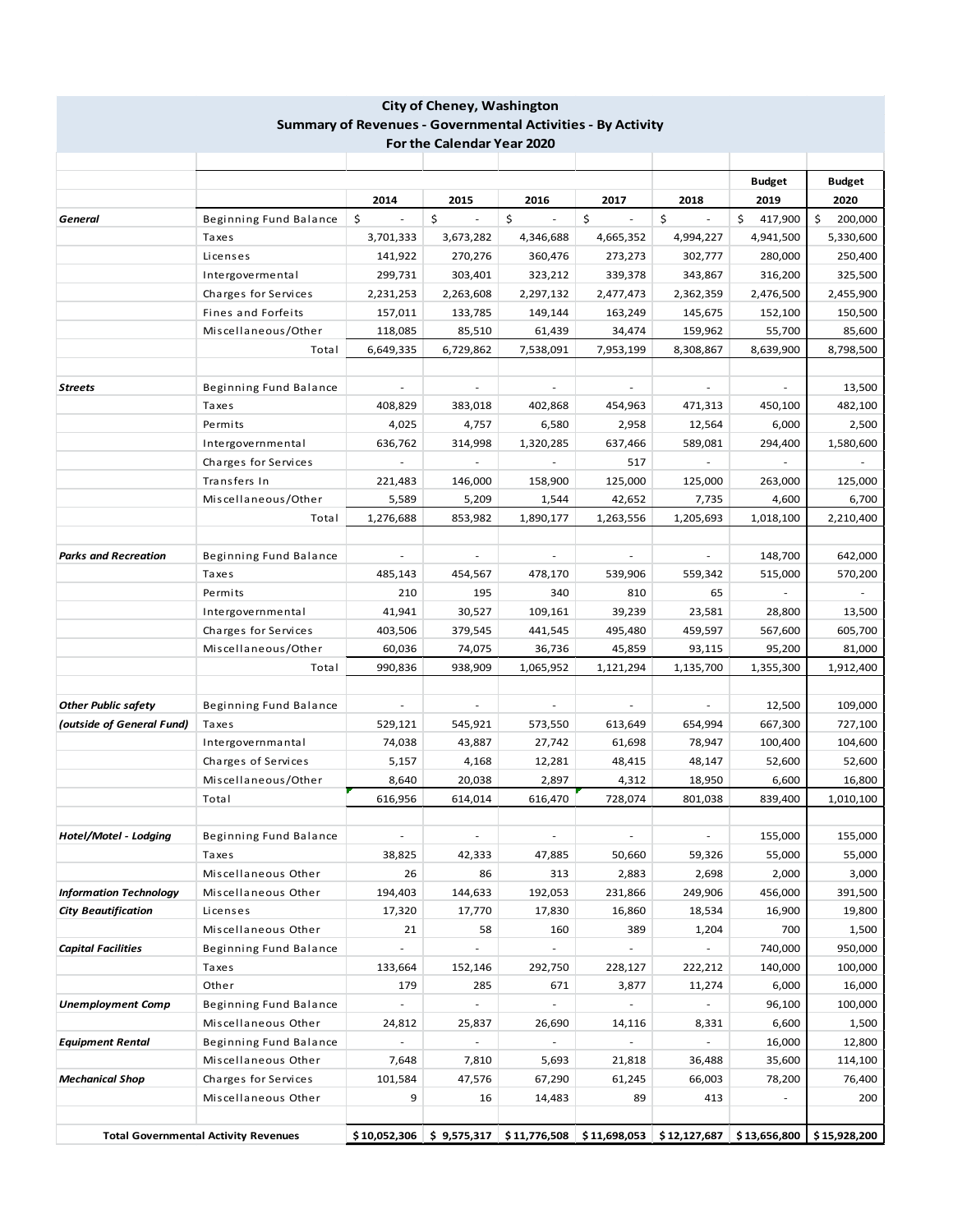**City of Cheney, Washington**

**Summary of Revenues - Governmental Activities - By Activity**

**For the Calendar Year 2020**

| | | 2014 | 2015 | 2016 | 2017 | 2018 | Budget 2019 | Budget 2020 |
|---|---|---|---|---|---|---|---|---|
| ***General*** | Beginning Fund Balance | $ - | $ - | $ - | $ - | $ - | $ 417,900 | $ 200,000 |
| | Taxes | 3,701,333 | 3,673,282 | 4,346,688 | 4,665,352 | 4,994,227 | 4,941,500 | 5,330,600 |
| | Licenses | 141,922 | 270,276 | 360,476 | 273,273 | 302,777 | 280,000 | 250,400 |
| | Intergovermental | 299,731 | 303,401 | 323,212 | 339,378 | 343,867 | 316,200 | 325,500 |
| | Charges for Services | 2,231,253 | 2,263,608 | 2,297,132 | 2,477,473 | 2,362,359 | 2,476,500 | 2,455,900 |
| | Fines and Forfeits | 157,011 | 133,785 | 149,144 | 163,249 | 145,675 | 152,100 | 150,500 |
| | Miscellaneous/Other | 118,085 | 85,510 | 61,439 | 34,474 | 159,962 | 55,700 | 85,600 |
| | Total | 6,649,335 | 6,729,862 | 7,538,091 | 7,953,199 | 8,308,867 | 8,639,900 | 8,798,500 |
| | | | | | | | | |
| ***Streets*** | Beginning Fund Balance | - | - | - | - | - | - | 13,500 |
| | Taxes | 408,829 | 383,018 | 402,868 | 454,963 | 471,313 | 450,100 | 482,100 |
| | Permits | 4,025 | 4,757 | 6,580 | 2,958 | 12,564 | 6,000 | 2,500 |
| | Intergovernmental | 636,762 | 314,998 | 1,320,285 | 637,466 | 589,081 | 294,400 | 1,580,600 |
| | Charges for Services | - | - | - | 517 | - | - | - |
| | Transfers In | 221,483 | 146,000 | 158,900 | 125,000 | 125,000 | 263,000 | 125,000 |
| | Miscellaneous/Other | 5,589 | 5,209 | 1,544 | 42,652 | 7,735 | 4,600 | 6,700 |
| | Total | 1,276,688 | 853,982 | 1,890,177 | 1,263,556 | 1,205,693 | 1,018,100 | 2,210,400 |
| | | | | | | | | |
| ***Parks and Recreation*** | Beginning Fund Balance | - | - | - | - | - | 148,700 | 642,000 |
| | Taxes | 485,143 | 454,567 | 478,170 | 539,906 | 559,342 | 515,000 | 570,200 |
| | Permits | 210 | 195 | 340 | 810 | 65 | - | - |
| | Intergovernmental | 41,941 | 30,527 | 109,161 | 39,239 | 23,581 | 28,800 | 13,500 |
| | Charges for Services | 403,506 | 379,545 | 441,545 | 495,480 | 459,597 | 567,600 | 605,700 |
| | Miscellaneous/Other | 60,036 | 74,075 | 36,736 | 45,859 | 93,115 | 95,200 | 81,000 |
| | Total | 990,836 | 938,909 | 1,065,952 | 1,121,294 | 1,135,700 | 1,355,300 | 1,912,400 |
| | | | | | | | | |
| ***Other Public safety*** | Beginning Fund Balance | - | - | - | - | - | 12,500 | 109,000 |
| ***(outside of General Fund)*** | Taxes | 529,121 | 545,921 | 573,550 | 613,649 | 654,994 | 667,300 | 727,100 |
| | Intergovernmantal | 74,038 | 43,887 | 27,742 | 61,698 | 78,947 | 100,400 | 104,600 |
| | Charges of Services | 5,157 | 4,168 | 12,281 | 48,415 | 48,147 | 52,600 | 52,600 |
| | Miscellaneous/Other | 8,640 | 20,038 | 2,897 | 4,312 | 18,950 | 6,600 | 16,800 |
| | Total | 616,956 | 614,014 | 616,470 | 728,074 | 801,038 | 839,400 | 1,010,100 |
| | | | | | | | | |
| ***Hotel/Motel - Lodging*** | Beginning Fund Balance | - | - | - | - | - | 155,000 | 155,000 |
| | Taxes | 38,825 | 42,333 | 47,885 | 50,660 | 59,326 | 55,000 | 55,000 |
| | Miscellaneous Other | 26 | 86 | 313 | 2,883 | 2,698 | 2,000 | 3,000 |
| ***Information Technology*** | Miscellaneous Other | 194,403 | 144,633 | 192,053 | 231,866 | 249,906 | 456,000 | 391,500 |
| ***City Beautification*** | Licenses | 17,320 | 17,770 | 17,830 | 16,860 | 18,534 | 16,900 | 19,800 |
| | Miscellaneous Other | 21 | 58 | 160 | 389 | 1,204 | 700 | 1,500 |
| ***Capital Facilities*** | Beginning Fund Balance | - | - | - | - | - | 740,000 | 950,000 |
| | Taxes | 133,664 | 152,146 | 292,750 | 228,127 | 222,212 | 140,000 | 100,000 |
| | Other | 179 | 285 | 671 | 3,877 | 11,274 | 6,000 | 16,000 |
| ***Unemployment Comp*** | Beginning Fund Balance | - | - | - | - | - | 96,100 | 100,000 |
| | Miscellaneous Other | 24,812 | 25,837 | 26,690 | 14,116 | 8,331 | 6,600 | 1,500 |
| ***Equipment Rental*** | Beginning Fund Balance | - | - | - | - | - | 16,000 | 12,800 |
| | Miscellaneous Other | 7,648 | 7,810 | 5,693 | 21,818 | 36,488 | 35,600 | 114,100 |
| ***Mechanical Shop*** | Charges for Services | 101,584 | 47,576 | 67,290 | 61,245 | 66,003 | 78,200 | 76,400 |
| | Miscellaneous Other | 9 | 16 | 14,483 | 89 | 413 | - | 200 |
| | | | | | | | | |
| **Total Governmental Activity Revenues** | | **$ 10,052,306** | **$ 9,575,317** | **$ 11,776,508** | **$ 11,698,053** | **$ 12,127,687** | **$ 13,656,800** | **$ 15,928,200** |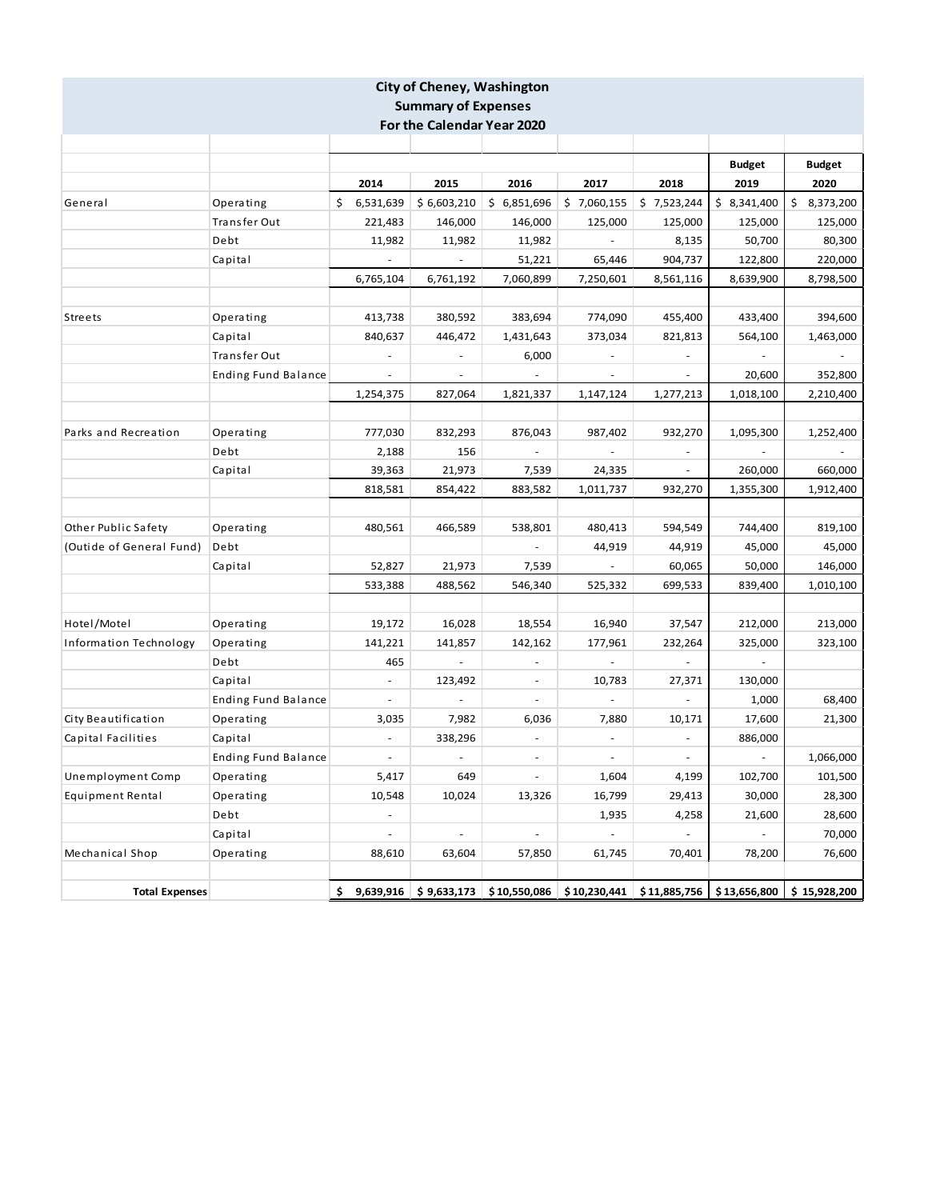# City of Cheney, Washington
## Summary of Expenses
### For the Calendar Year 2020

| | | 2014 | 2015 | 2016 | 2017 | 2018 | Budget 2019 | Budget 2020 |
|---|---|---|---|---|---|---|---|---|
| General | Operating | $ 6,531,639 | $ 6,603,210 | $ 6,851,696 | $ 7,060,155 | $ 7,523,244 | $ 8,341,400 | $ 8,373,200 |
| | Transfer Out | 221,483 | 146,000 | 146,000 | 125,000 | 125,000 | 125,000 | 125,000 |
| | Debt | 11,982 | 11,982 | 11,982 | - | 8,135 | 50,700 | 80,300 |
| | Capital | - | - | 51,221 | 65,446 | 904,737 | 122,800 | 220,000 |
| | | 6,765,104 | 6,761,192 | 7,060,899 | 7,250,601 | 8,561,116 | 8,639,900 | 8,798,500 |
| | | | | | | | | |
| Streets | Operating | 413,738 | 380,592 | 383,694 | 774,090 | 455,400 | 433,400 | 394,600 |
| | Capital | 840,637 | 446,472 | 1,431,643 | 373,034 | 821,813 | 564,100 | 1,463,000 |
| | Transfer Out | - | - | 6,000 | - | - | - | - |
| | Ending Fund Balance | - | - | - | - | - | 20,600 | 352,800 |
| | | 1,254,375 | 827,064 | 1,821,337 | 1,147,124 | 1,277,213 | 1,018,100 | 2,210,400 |
| | | | | | | | | |
| Parks and Recreation | Operating | 777,030 | 832,293 | 876,043 | 987,402 | 932,270 | 1,095,300 | 1,252,400 |
| | Debt | 2,188 | 156 | - | - | - | - | - |
| | Capital | 39,363 | 21,973 | 7,539 | 24,335 | - | 260,000 | 660,000 |
| | | 818,581 | 854,422 | 883,582 | 1,011,737 | 932,270 | 1,355,300 | 1,912,400 |
| | | | | | | | | |
| Other Public Safety | Operating | 480,561 | 466,589 | 538,801 | 480,413 | 594,549 | 744,400 | 819,100 |
| (Outide of General Fund) | Debt | | | - | 44,919 | 44,919 | 45,000 | 45,000 |
| | Capital | 52,827 | 21,973 | 7,539 | - | 60,065 | 50,000 | 146,000 |
| | | 533,388 | 488,562 | 546,340 | 525,332 | 699,533 | 839,400 | 1,010,100 |
| | | | | | | | | |
| Hotel/Motel | Operating | 19,172 | 16,028 | 18,554 | 16,940 | 37,547 | 212,000 | 213,000 |
| Information Technology | Operating | 141,221 | 141,857 | 142,162 | 177,961 | 232,264 | 325,000 | 323,100 |
| | Debt | 465 | - | - | - | - | - | |
| | Capital | - | 123,492 | - | 10,783 | 27,371 | 130,000 | |
| | Ending Fund Balance | - | - | - | - | - | 1,000 | 68,400 |
| City Beautification | Operating | 3,035 | 7,982 | 6,036 | 7,880 | 10,171 | 17,600 | 21,300 |
| Capital Facilities | Capital | - | 338,296 | - | - | - | 886,000 | |
| | Ending Fund Balance | - | - | - | - | - | - | 1,066,000 |
| Unemployment Comp | Operating | 5,417 | 649 | - | 1,604 | 4,199 | 102,700 | 101,500 |
| Equipment Rental | Operating | 10,548 | 10,024 | 13,326 | 16,799 | 29,413 | 30,000 | 28,300 |
| | Debt | - | | | 1,935 | 4,258 | 21,600 | 28,600 |
| | Capital | - | - | - | - | - | - | 70,000 |
| Mechanical Shop | Operating | 88,610 | 63,604 | 57,850 | 61,745 | 70,401 | 78,200 | 76,600 |
| | | | | | | | | |
| **Total Expenses** | | **$ 9,639,916** | **$ 9,633,173** | **$ 10,550,086** | **$ 10,230,441** | **$ 11,885,756** | **$ 13,656,800** | **$ 15,928,200** |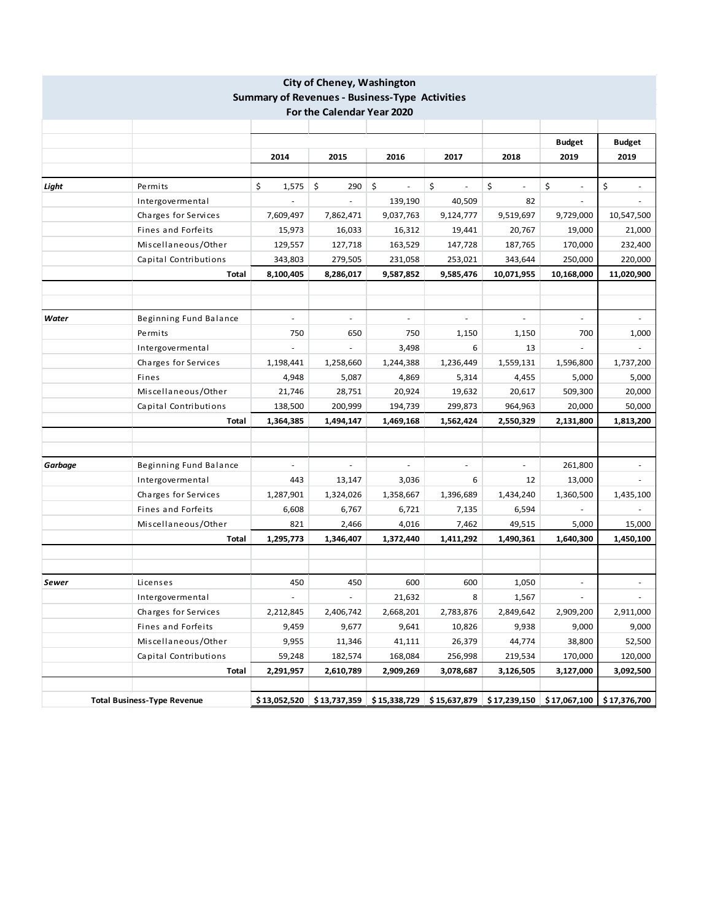**City of Cheney, Washington**
**Summary of Revenues - Business-Type Activities**
**For the Calendar Year 2020**

| | | 2014 | 2015 | 2016 | 2017 | 2018 | Budget 2019 | Budget 2019 |
|---|---|---|---|---|---|---|---|---|
| ***Light*** | Permits | $ 1,575 | $ 290 | $ - | $ - | $ - | $ - | $ - |
| | Intergovermental | - | - | 139,190 | 40,509 | 82 | - | - |
| | Charges for Services | 7,609,497 | 7,862,471 | 9,037,763 | 9,124,777 | 9,519,697 | 9,729,000 | 10,547,500 |
| | Fines and Forfeits | 15,973 | 16,033 | 16,312 | 19,441 | 20,767 | 19,000 | 21,000 |
| | Miscellaneous/Other | 129,557 | 127,718 | 163,529 | 147,728 | 187,765 | 170,000 | 232,400 |
| | Capital Contributions | 343,803 | 279,505 | 231,058 | 253,021 | 343,644 | 250,000 | 220,000 |
| | **Total** | **8,100,405** | **8,286,017** | **9,587,852** | **9,585,476** | **10,071,955** | **10,168,000** | **11,020,900** |
| | | | | | | | | |
| ***Water*** | Beginning Fund Balance | - | - | - | - | - | - | - |
| | Permits | 750 | 650 | 750 | 1,150 | 1,150 | 700 | 1,000 |
| | Intergovermental | - | - | 3,498 | 6 | 13 | - | - |
| | Charges for Services | 1,198,441 | 1,258,660 | 1,244,388 | 1,236,449 | 1,559,131 | 1,596,800 | 1,737,200 |
| | Fines | 4,948 | 5,087 | 4,869 | 5,314 | 4,455 | 5,000 | 5,000 |
| | Miscellaneous/Other | 21,746 | 28,751 | 20,924 | 19,632 | 20,617 | 509,300 | 20,000 |
| | Capital Contributions | 138,500 | 200,999 | 194,739 | 299,873 | 964,963 | 20,000 | 50,000 |
| | **Total** | **1,364,385** | **1,494,147** | **1,469,168** | **1,562,424** | **2,550,329** | **2,131,800** | **1,813,200** |
| | | | | | | | | |
| ***Garbage*** | Beginning Fund Balance | - | - | - | - | - | 261,800 | - |
| | Intergovermental | 443 | 13,147 | 3,036 | 6 | 12 | 13,000 | - |
| | Charges for Services | 1,287,901 | 1,324,026 | 1,358,667 | 1,396,689 | 1,434,240 | 1,360,500 | 1,435,100 |
| | Fines and Forfeits | 6,608 | 6,767 | 6,721 | 7,135 | 6,594 | - | - |
| | Miscellaneous/Other | 821 | 2,466 | 4,016 | 7,462 | 49,515 | 5,000 | 15,000 |
| | **Total** | **1,295,773** | **1,346,407** | **1,372,440** | **1,411,292** | **1,490,361** | **1,640,300** | **1,450,100** |
| | | | | | | | | |
| ***Sewer*** | Licenses | 450 | 450 | 600 | 600 | 1,050 | - | - |
| | Intergovermental | - | - | 21,632 | 8 | 1,567 | - | - |
| | Charges for Services | 2,212,845 | 2,406,742 | 2,668,201 | 2,783,876 | 2,849,642 | 2,909,200 | 2,911,000 |
| | Fines and Forfeits | 9,459 | 9,677 | 9,641 | 10,826 | 9,938 | 9,000 | 9,000 |
| | Miscellaneous/Other | 9,955 | 11,346 | 41,111 | 26,379 | 44,774 | 38,800 | 52,500 |
| | Capital Contributions | 59,248 | 182,574 | 168,084 | 256,998 | 219,534 | 170,000 | 120,000 |
| | **Total** | **2,291,957** | **2,610,789** | **2,909,269** | **3,078,687** | **3,126,505** | **3,127,000** | **3,092,500** |
| | | | | | | | | |
| **Total Business-Type Revenue** | | **$ 13,052,520** | **$ 13,737,359** | **$ 15,338,729** | **$ 15,637,879** | **$ 17,239,150** | **$ 17,067,100** | **$ 17,376,700** |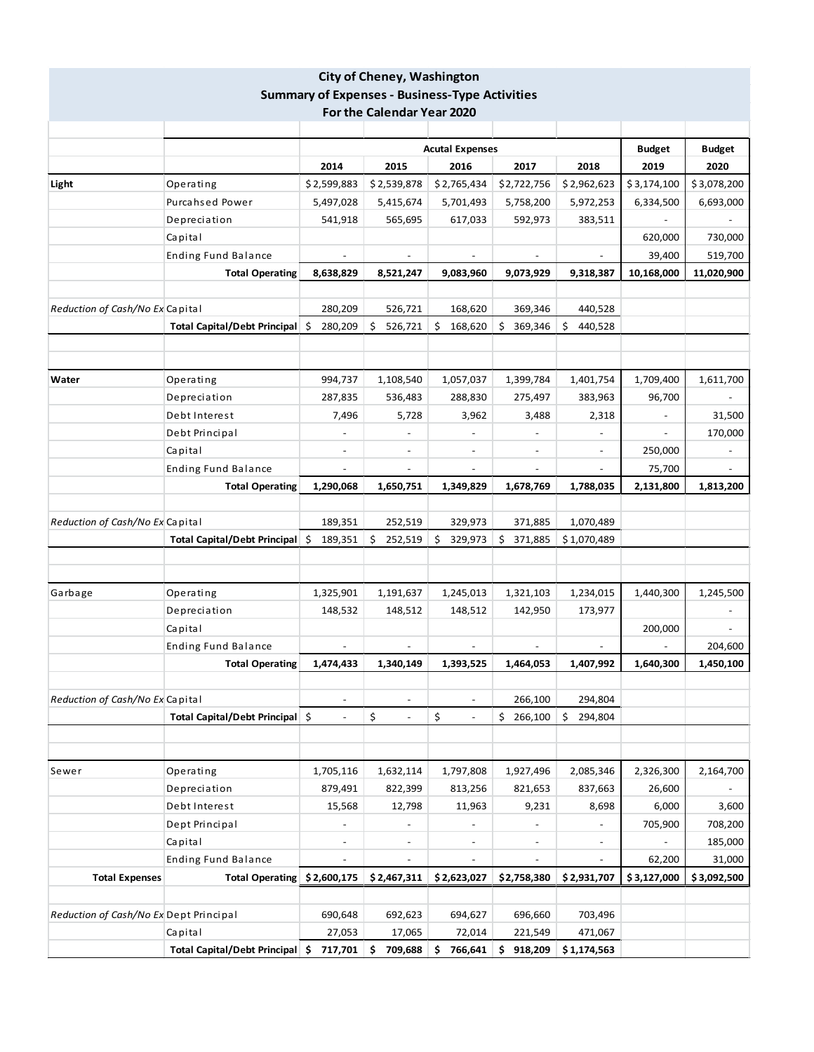# City of Cheney, Washington
## Summary of Expenses - Business-Type Activities
### For the Calendar Year 2020

| | | Acutal Expenses | | | | | Budget | Budget |
|---|---|---|---|---|---|---|---|---|
| | | 2014 | 2015 | 2016 | 2017 | 2018 | 2019 | 2020 |
| **Light** | Operating | $ 2,599,883 | $ 2,539,878 | $ 2,765,434 | $2,722,756 | $ 2,962,623 | $ 3,174,100 | $ 3,078,200 |
| | Purcahsed Power | 5,497,028 | 5,415,674 | 5,701,493 | 5,758,200 | 5,972,253 | 6,334,500 | 6,693,000 |
| | Depreciation | 541,918 | 565,695 | 617,033 | 592,973 | 383,511 | - | - |
| | Capital | | | | | | 620,000 | 730,000 |
| | Ending Fund Balance | - | - | - | - | - | 39,400 | 519,700 |
| | **Total Operating** | **8,638,829** | **8,521,247** | **9,083,960** | **9,073,929** | **9,318,387** | **10,168,000** | **11,020,900** |
| | | | | | | | | |
| *Reduction of Cash/No Ex* | Capital | 280,209 | 526,721 | 168,620 | 369,346 | 440,528 | | |
| | **Total Capital/Debt Principal** | $ 280,209 | $ 526,721 | $ 168,620 | $ 369,346 | $ 440,528 | | |
| | | | | | | | | |
| **Water** | Operating | 994,737 | 1,108,540 | 1,057,037 | 1,399,784 | 1,401,754 | 1,709,400 | 1,611,700 |
| | Depreciation | 287,835 | 536,483 | 288,830 | 275,497 | 383,963 | 96,700 | - |
| | Debt Interest | 7,496 | 5,728 | 3,962 | 3,488 | 2,318 | - | 31,500 |
| | Debt Principal | - | - | - | - | - | - | 170,000 |
| | Capital | - | - | - | - | - | 250,000 | - |
| | Ending Fund Balance | - | - | - | - | - | 75,700 | - |
| | **Total Operating** | **1,290,068** | **1,650,751** | **1,349,829** | **1,678,769** | **1,788,035** | **2,131,800** | **1,813,200** |
| | | | | | | | | |
| *Reduction of Cash/No Ex* | Capital | 189,351 | 252,519 | 329,973 | 371,885 | 1,070,489 | | |
| | **Total Capital/Debt Principal** | $ 189,351 | $ 252,519 | $ 329,973 | $ 371,885 | $ 1,070,489 | | |
| | | | | | | | | |
| Garbage | Operating | 1,325,901 | 1,191,637 | 1,245,013 | 1,321,103 | 1,234,015 | 1,440,300 | 1,245,500 |
| | Depreciation | 148,532 | 148,512 | 148,512 | 142,950 | 173,977 | | - |
| | Capital | | | | | | 200,000 | - |
| | Ending Fund Balance | - | - | - | - | - | - | 204,600 |
| | **Total Operating** | **1,474,433** | **1,340,149** | **1,393,525** | **1,464,053** | **1,407,992** | **1,640,300** | **1,450,100** |
| | | | | | | | | |
| *Reduction of Cash/No Ex* | Capital | - | - | - | 266,100 | 294,804 | | |
| | **Total Capital/Debt Principal** | $ - | $ - | $ - | $ 266,100 | $ 294,804 | | |
| | | | | | | | | |
| Sewer | Operating | 1,705,116 | 1,632,114 | 1,797,808 | 1,927,496 | 2,085,346 | 2,326,300 | 2,164,700 |
| | Depreciation | 879,491 | 822,399 | 813,256 | 821,653 | 837,663 | 26,600 | - |
| | Debt Interest | 15,568 | 12,798 | 11,963 | 9,231 | 8,698 | 6,000 | 3,600 |
| | Dept Principal | - | - | - | - | - | 705,900 | 708,200 |
| | Capital | - | - | - | - | - | - | 185,000 |
| | Ending Fund Balance | - | - | - | - | - | 62,200 | 31,000 |
| **Total Expenses** | **Total Operating** | **$ 2,600,175** | **$ 2,467,311** | **$ 2,623,027** | **$2,758,380** | **$ 2,931,707** | **$ 3,127,000** | **$ 3,092,500** |
| | | | | | | | | |
| *Reduction of Cash/No Ex* | Dept Principal | 690,648 | 692,623 | 694,627 | 696,660 | 703,496 | | |
| | Capital | 27,053 | 17,065 | 72,014 | 221,549 | 471,067 | | |
| | **Total Capital/Debt Principal** | **$ 717,701** | **$ 709,688** | **$ 766,641** | **$ 918,209** | **$ 1,174,563** | | |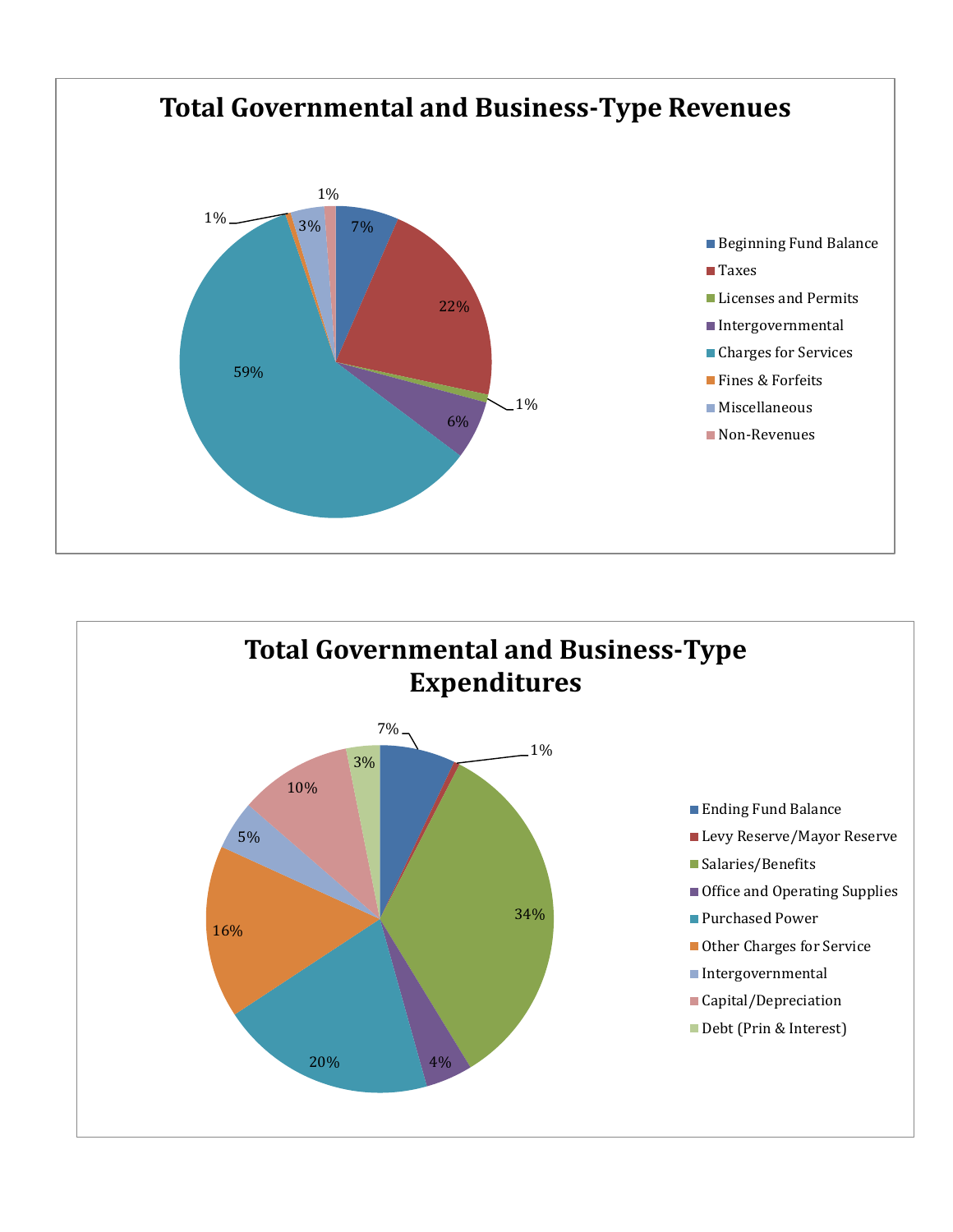## Total Governmental and Business-Type Revenues

| Category | Percent |
|---|---|
| Beginning Fund Balance | 7% |
| Taxes | 22% |
| Licenses and Permits | 1% |
| Intergovernmental | 6% |
| Charges for Services | 59% |
| Fines & Forfeits | 1% |
| Miscellaneous | 3% |
| Non-Revenues | 1% |

## Total Governmental and Business-Type Expenditures

| Category | Percent |
|---|---|
| Ending Fund Balance | 7% |
| Levy Reserve/Mayor Reserve | 1% |
| Salaries/Benefits | 34% |
| Office and Operating Supplies | 4% |
| Purchased Power | 20% |
| Other Charges for Service | 16% |
| Intergovernmental | 5% |
| Capital/Depreciation | 10% |
| Debt (Prin & Interest) | 3% |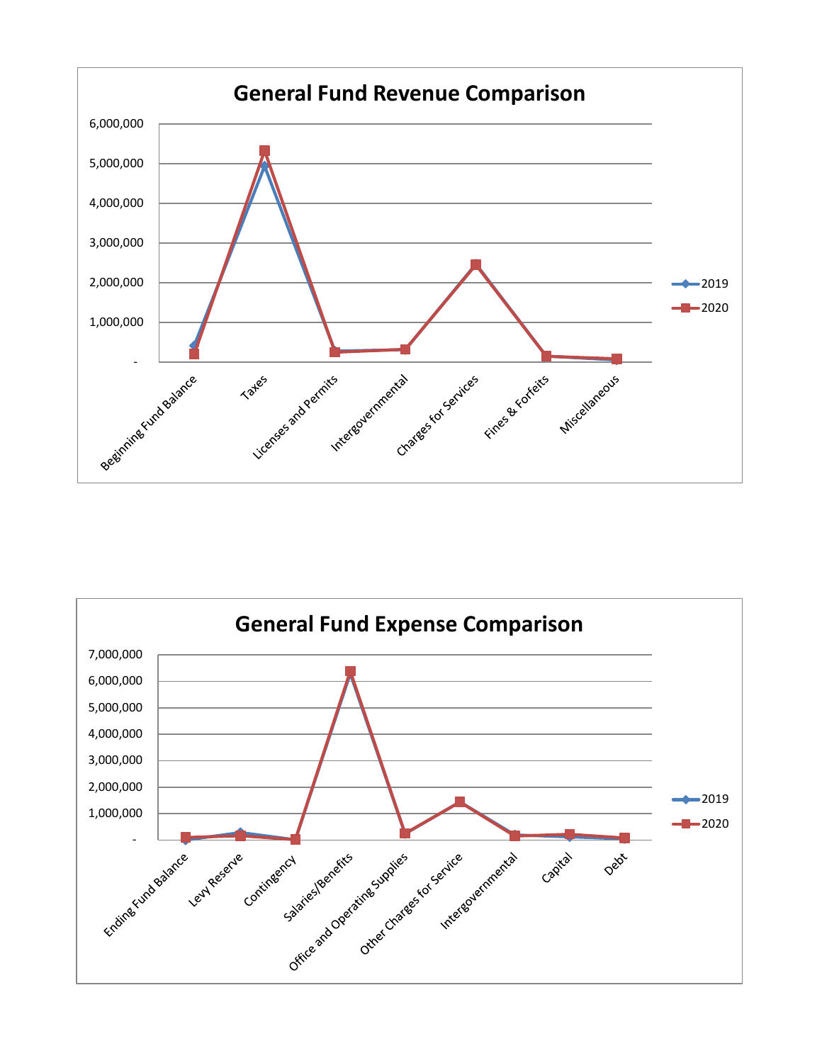## General Fund Revenue Comparison

6,000,000
5,000,000
4,000,000
3,000,000
2,000,000
1,000,000
-

Beginning Fund Balance, Taxes, Licenses and Permits, Intergovernmental, Charges for Services, Fines & Forfeits, Miscellaneous

2019
2020

## General Fund Expense Comparison

7,000,000
6,000,000
5,000,000
4,000,000
3,000,000
2,000,000
1,000,000
-

Ending Fund Balance, Levy Reserve, Contingency, Salaries/Benefits, Office and Operating Supplies, Other Charges for Service, Intergovernmental, Capital, Debt

2019
2020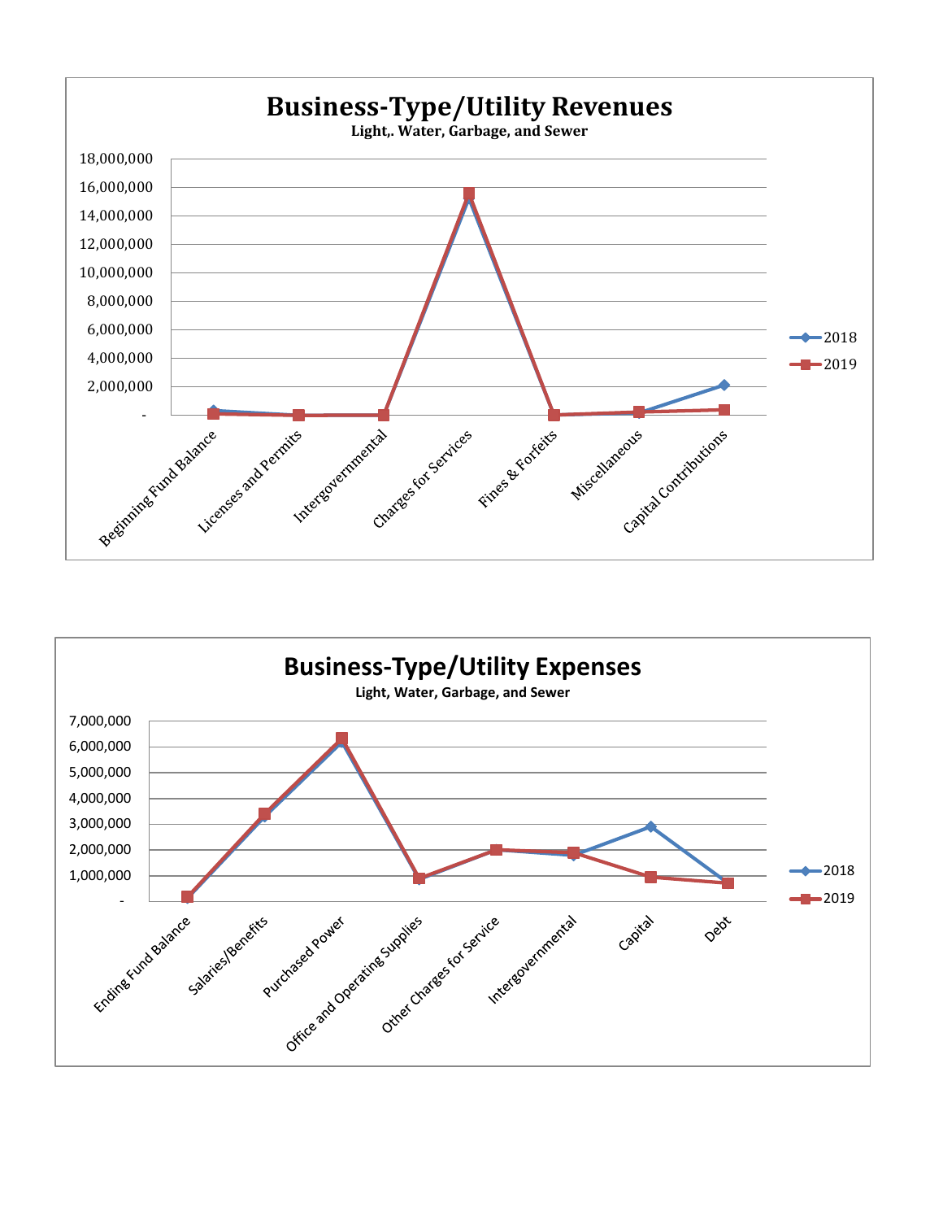# Business-Type/Utility Revenues

**Light,. Water, Garbage, and Sewer**

18,000,000
16,000,000
14,000,000
12,000,000
10,000,000
8,000,000
6,000,000
4,000,000
2,000,000
-

Beginning Fund Balance | Licenses and Permits | Intergovernmental | Charges for Services | Fines & Forfeits | Miscellaneous | Capital Contributions

2018
2019

# Business-Type/Utility Expenses

**Light, Water, Garbage, and Sewer**

7,000,000
6,000,000
5,000,000
4,000,000
3,000,000
2,000,000
1,000,000
-

Ending Fund Balance | Salaries/Benefits | Purchased Power | Office and Operating Supplies | Other Charges for Service | Intergovernmental | Capital | Debt

2018
2019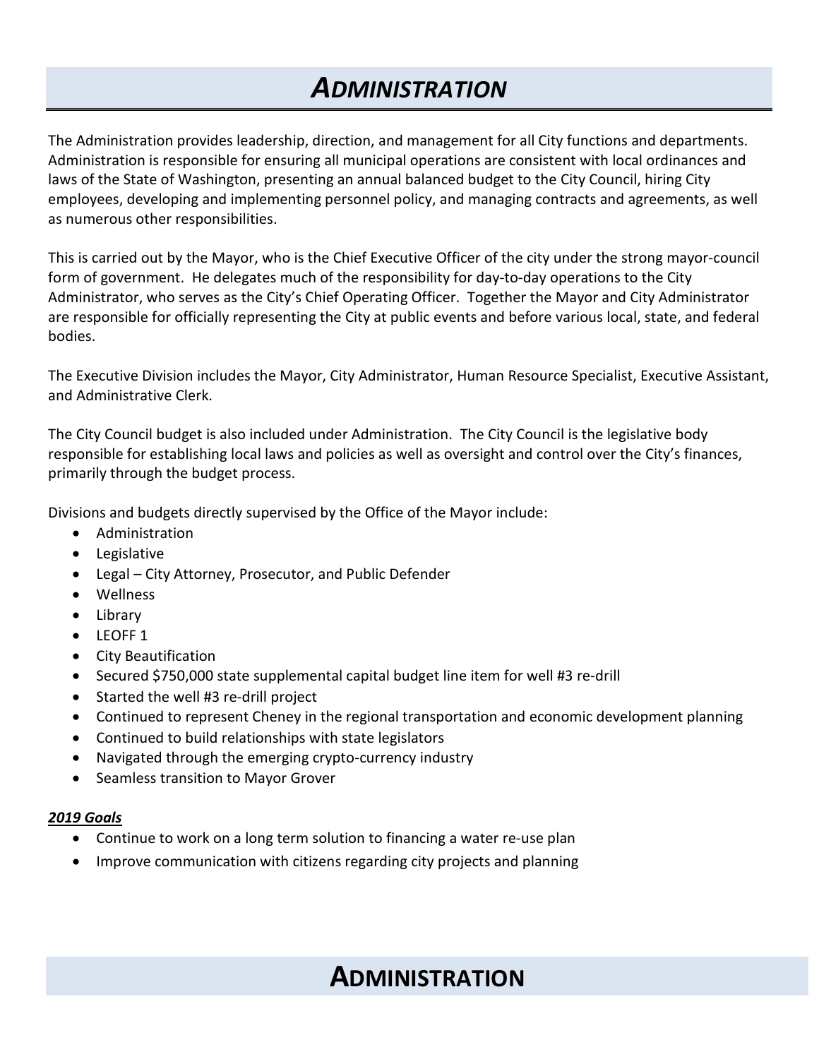# *ADMINISTRATION*

The Administration provides leadership, direction, and management for all City functions and departments. Administration is responsible for ensuring all municipal operations are consistent with local ordinances and laws of the State of Washington, presenting an annual balanced budget to the City Council, hiring City employees, developing and implementing personnel policy, and managing contracts and agreements, as well as numerous other responsibilities.

This is carried out by the Mayor, who is the Chief Executive Officer of the city under the strong mayor-council form of government. He delegates much of the responsibility for day-to-day operations to the City Administrator, who serves as the City's Chief Operating Officer. Together the Mayor and City Administrator are responsible for officially representing the City at public events and before various local, state, and federal bodies.

The Executive Division includes the Mayor, City Administrator, Human Resource Specialist, Executive Assistant, and Administrative Clerk.

The City Council budget is also included under Administration. The City Council is the legislative body responsible for establishing local laws and policies as well as oversight and control over the City's finances, primarily through the budget process.

Divisions and budgets directly supervised by the Office of the Mayor include:

- Administration
- Legislative
- Legal – City Attorney, Prosecutor, and Public Defender
- Wellness
- Library
- LEOFF 1
- City Beautification
- Secured $750,000 state supplemental capital budget line item for well #3 re-drill
- Started the well #3 re-drill project
- Continued to represent Cheney in the regional transportation and economic development planning
- Continued to build relationships with state legislators
- Navigated through the emerging crypto-currency industry
- Seamless transition to Mayor Grover

***2019 Goals***

- Continue to work on a long term solution to financing a water re-use plan
- Improve communication with citizens regarding city projects and planning

# ADMINISTRATION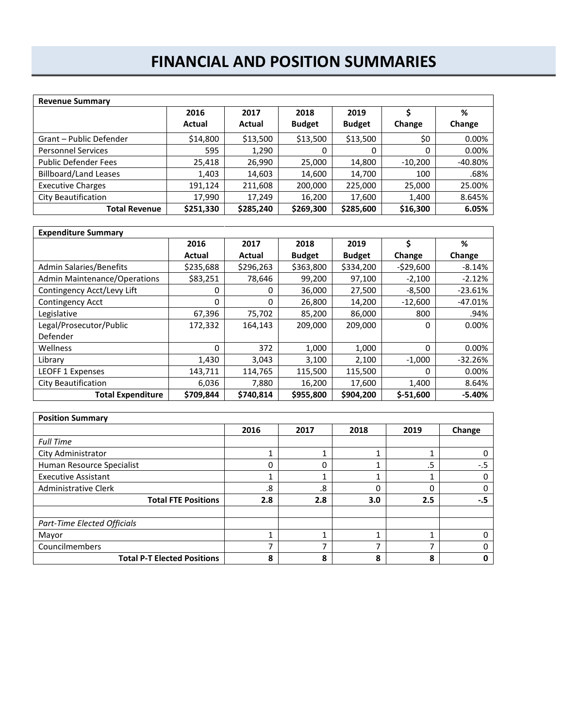# FINANCIAL AND POSITION SUMMARIES

| Revenue Summary | | | | | | |
|---|---|---|---|---|---|---|
| | 2016 Actual | 2017 Actual | 2018 Budget | 2019 Budget | $ Change | % Change |
| Grant – Public Defender | $14,800 | $13,500 | $13,500 | $13,500 | $0 | 0.00% |
| Personnel Services | 595 | 1,290 | 0 | 0 | 0 | 0.00% |
| Public Defender Fees | 25,418 | 26,990 | 25,000 | 14,800 | -10,200 | -40.80% |
| Billboard/Land Leases | 1,403 | 14,603 | 14,600 | 14,700 | 100 | .68% |
| Executive Charges | 191,124 | 211,608 | 200,000 | 225,000 | 25,000 | 25.00% |
| City Beautification | 17,990 | 17,249 | 16,200 | 17,600 | 1,400 | 8.645% |
| **Total Revenue** | **$251,330** | **$285,240** | **$269,300** | **$285,600** | **$16,300** | **6.05%** |

| Expenditure Summary | | | | | | |
|---|---|---|---|---|---|---|
| | 2016 Actual | 2017 Actual | 2018 Budget | 2019 Budget | $ Change | % Change |
| Admin Salaries/Benefits | $235,688 | $296,263 | $363,800 | $334,200 | -$29,600 | -8.14% |
| Admin Maintenance/Operations | $83,251 | 78,646 | 99,200 | 97,100 | -2,100 | -2.12% |
| Contingency Acct/Levy Lift | 0 | 0 | 36,000 | 27,500 | -8,500 | -23.61% |
| Contingency Acct | 0 | 0 | 26,800 | 14,200 | -12,600 | -47.01% |
| Legislative | 67,396 | 75,702 | 85,200 | 86,000 | 800 | .94% |
| Legal/Prosecutor/Public Defender | 172,332 | 164,143 | 209,000 | 209,000 | 0 | 0.00% |
| Wellness | 0 | 372 | 1,000 | 1,000 | 0 | 0.00% |
| Library | 1,430 | 3,043 | 3,100 | 2,100 | -1,000 | -32.26% |
| LEOFF 1 Expenses | 143,711 | 114,765 | 115,500 | 115,500 | 0 | 0.00% |
| City Beautification | 6,036 | 7,880 | 16,200 | 17,600 | 1,400 | 8.64% |
| **Total Expenditure** | **$709,844** | **$740,814** | **$955,800** | **$904,200** | **$-51,600** | **-5.40%** |

| Position Summary | | | | | |
|---|---|---|---|---|---|
| | 2016 | 2017 | 2018 | 2019 | Change |
| *Full Time* | | | | | |
| City Administrator | 1 | 1 | 1 | 1 | 0 |
| Human Resource Specialist | 0 | 0 | 1 | .5 | -.5 |
| Executive Assistant | 1 | 1 | 1 | 1 | 0 |
| Administrative Clerk | .8 | .8 | 0 | 0 | 0 |
| **Total FTE Positions** | **2.8** | **2.8** | **3.0** | **2.5** | **-.5** |
| | | | | | |
| *Part-Time Elected Officials* | | | | | |
| Mayor | 1 | 1 | 1 | 1 | 0 |
| Councilmembers | 7 | 7 | 7 | 7 | 0 |
| **Total P-T Elected Positions** | **8** | **8** | **8** | **8** | **0** |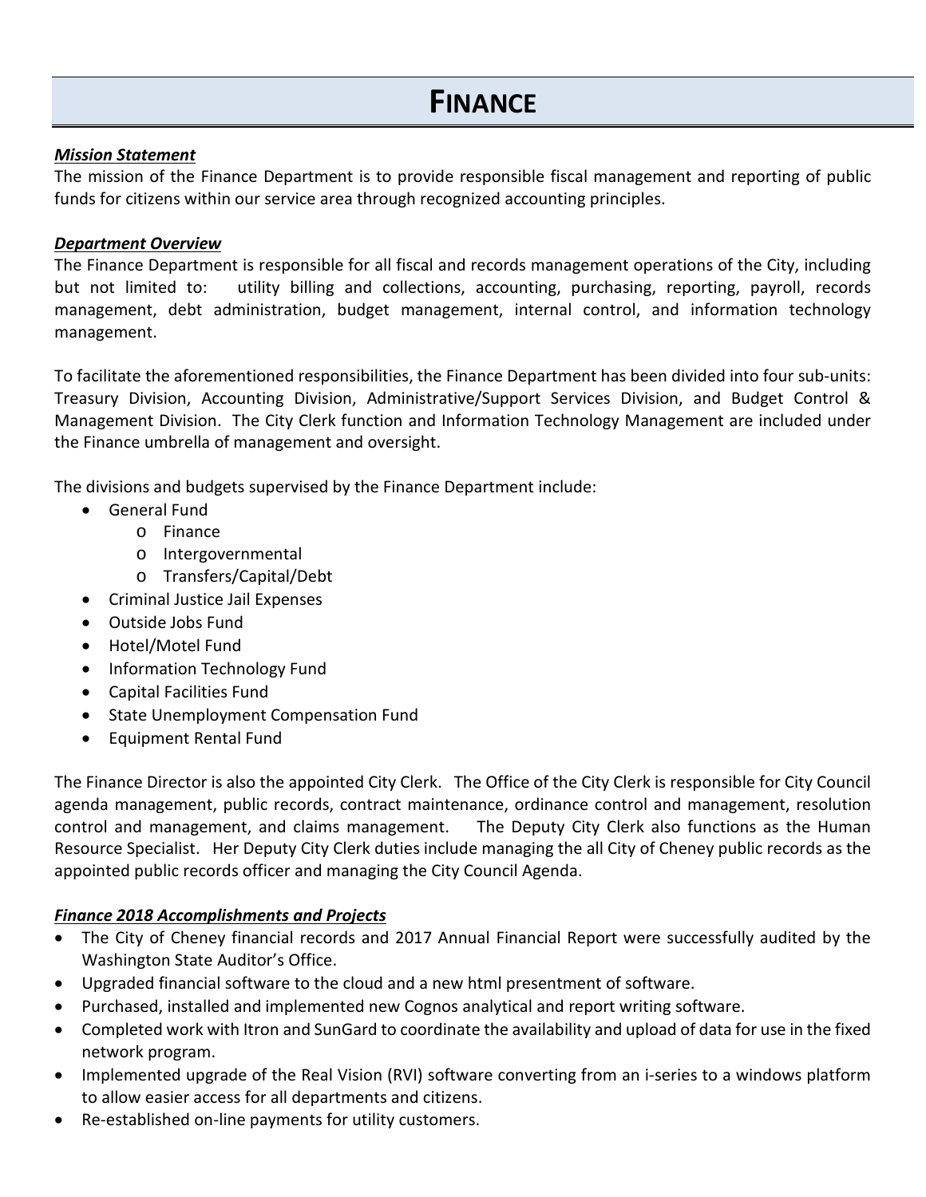# FINANCE

***Mission Statement***

The mission of the Finance Department is to provide responsible fiscal management and reporting of public funds for citizens within our service area through recognized accounting principles.

***Department Overview***

The Finance Department is responsible for all fiscal and records management operations of the City, including but not limited to: utility billing and collections, accounting, purchasing, reporting, payroll, records management, debt administration, budget management, internal control, and information technology management.

To facilitate the aforementioned responsibilities, the Finance Department has been divided into four sub-units: Treasury Division, Accounting Division, Administrative/Support Services Division, and Budget Control & Management Division. The City Clerk function and Information Technology Management are included under the Finance umbrella of management and oversight.

The divisions and budgets supervised by the Finance Department include:

- General Fund
  - Finance
  - Intergovernmental
  - Transfers/Capital/Debt
- Criminal Justice Jail Expenses
- Outside Jobs Fund
- Hotel/Motel Fund
- Information Technology Fund
- Capital Facilities Fund
- State Unemployment Compensation Fund
- Equipment Rental Fund

The Finance Director is also the appointed City Clerk. The Office of the City Clerk is responsible for City Council agenda management, public records, contract maintenance, ordinance control and management, resolution control and management, and claims management. The Deputy City Clerk also functions as the Human Resource Specialist. Her Deputy City Clerk duties include managing the all City of Cheney public records as the appointed public records officer and managing the City Council Agenda.

***Finance 2018 Accomplishments and Projects***

- The City of Cheney financial records and 2017 Annual Financial Report were successfully audited by the Washington State Auditor's Office.
- Upgraded financial software to the cloud and a new html presentment of software.
- Purchased, installed and implemented new Cognos analytical and report writing software.
- Completed work with Itron and SunGard to coordinate the availability and upload of data for use in the fixed network program.
- Implemented upgrade of the Real Vision (RVI) software converting from an i-series to a windows platform to allow easier access for all departments and citizens.
- Re-established on-line payments for utility customers.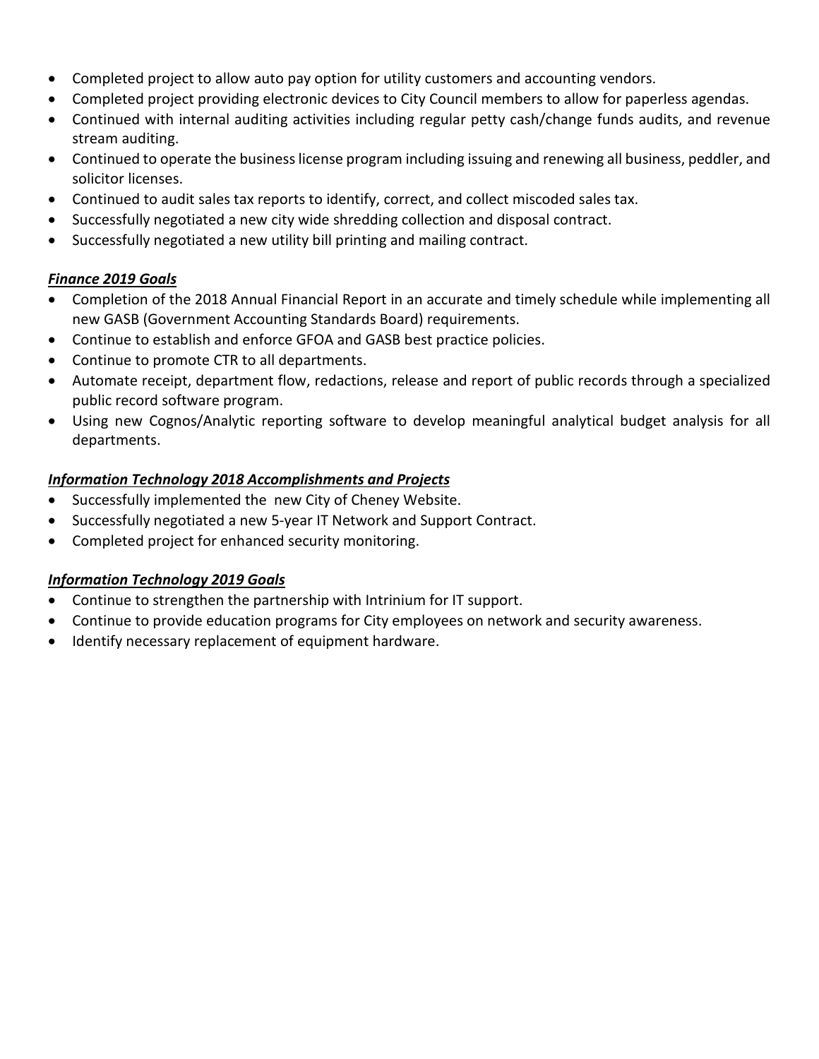- Completed project to allow auto pay option for utility customers and accounting vendors.
- Completed project providing electronic devices to City Council members to allow for paperless agendas.
- Continued with internal auditing activities including regular petty cash/change funds audits, and revenue stream auditing.
- Continued to operate the business license program including issuing and renewing all business, peddler, and solicitor licenses.
- Continued to audit sales tax reports to identify, correct, and collect miscoded sales tax.
- Successfully negotiated a new city wide shredding collection and disposal contract.
- Successfully negotiated a new utility bill printing and mailing contract.

***<u>Finance 2019 Goals</u>***

- Completion of the 2018 Annual Financial Report in an accurate and timely schedule while implementing all new GASB (Government Accounting Standards Board) requirements.
- Continue to establish and enforce GFOA and GASB best practice policies.
- Continue to promote CTR to all departments.
- Automate receipt, department flow, redactions, release and report of public records through a specialized public record software program.
- Using new Cognos/Analytic reporting software to develop meaningful analytical budget analysis for all departments.

***<u>Information Technology 2018 Accomplishments and Projects</u>***

- Successfully implemented the new City of Cheney Website.
- Successfully negotiated a new 5-year IT Network and Support Contract.
- Completed project for enhanced security monitoring.

***<u>Information Technology 2019 Goals</u>***

- Continue to strengthen the partnership with Intrinium for IT support.
- Continue to provide education programs for City employees on network and security awareness.
- Identify necessary replacement of equipment hardware.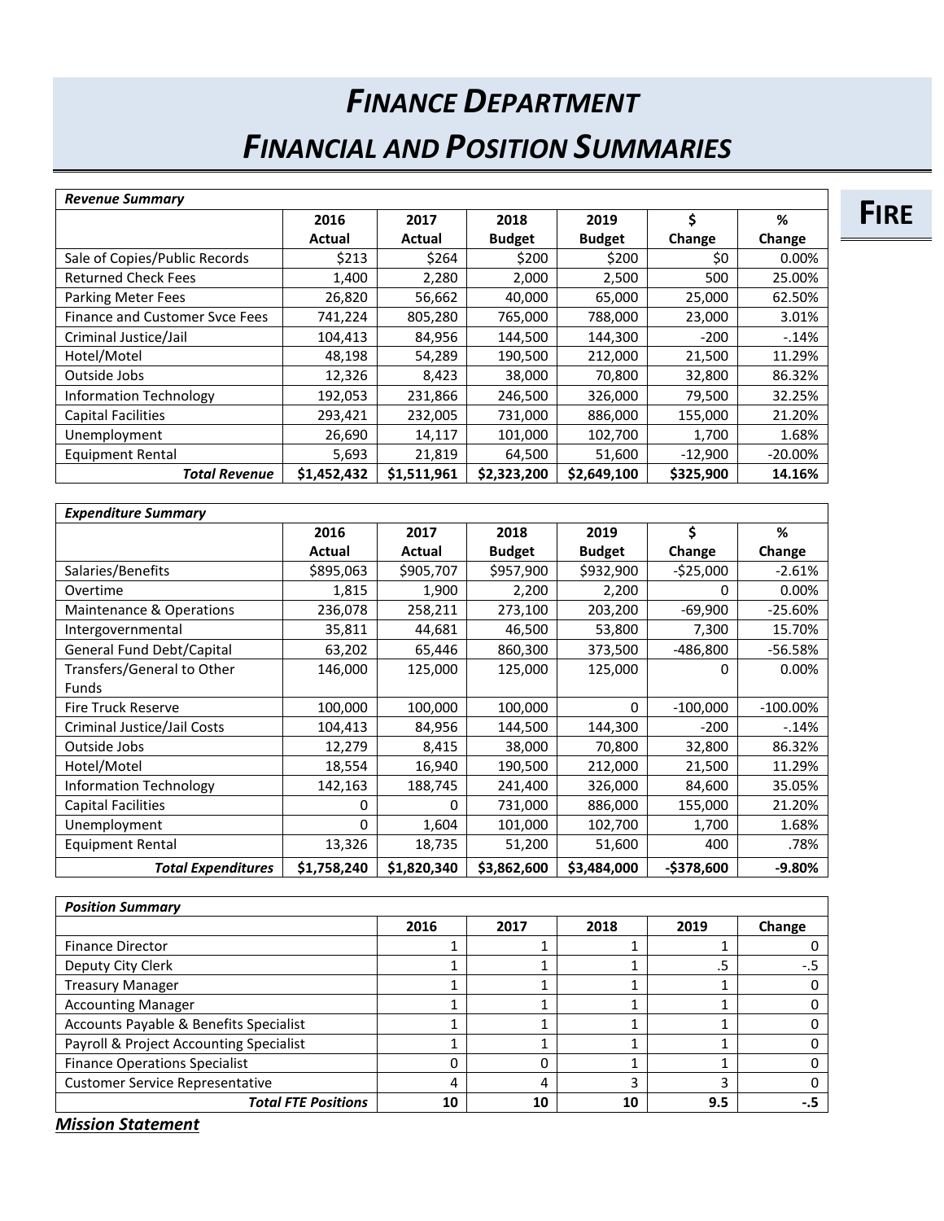# *Finance Department*

# *Financial and Position Summaries*

**Fire**

| *Revenue Summary* | 2016 Actual | 2017 Actual | 2018 Budget | 2019 Budget | $ Change | % Change |
|---|---|---|---|---|---|---|
| Sale of Copies/Public Records | $213 | $264 | $200 | $200 | $0 | 0.00% |
| Returned Check Fees | 1,400 | 2,280 | 2,000 | 2,500 | 500 | 25.00% |
| Parking Meter Fees | 26,820 | 56,662 | 40,000 | 65,000 | 25,000 | 62.50% |
| Finance and Customer Svce Fees | 741,224 | 805,280 | 765,000 | 788,000 | 23,000 | 3.01% |
| Criminal Justice/Jail | 104,413 | 84,956 | 144,500 | 144,300 | -200 | -.14% |
| Hotel/Motel | 48,198 | 54,289 | 190,500 | 212,000 | 21,500 | 11.29% |
| Outside Jobs | 12,326 | 8,423 | 38,000 | 70,800 | 32,800 | 86.32% |
| Information Technology | 192,053 | 231,866 | 246,500 | 326,000 | 79,500 | 32.25% |
| Capital Facilities | 293,421 | 232,005 | 731,000 | 886,000 | 155,000 | 21.20% |
| Unemployment | 26,690 | 14,117 | 101,000 | 102,700 | 1,700 | 1.68% |
| Equipment Rental | 5,693 | 21,819 | 64,500 | 51,600 | -12,900 | -20.00% |
| ***Total Revenue*** | **$1,452,432** | **$1,511,961** | **$2,323,200** | **$2,649,100** | **$325,900** | **14.16%** |

| *Expenditure Summary* | 2016 Actual | 2017 Actual | 2018 Budget | 2019 Budget | $ Change | % Change |
|---|---|---|---|---|---|---|
| Salaries/Benefits | $895,063 | $905,707 | $957,900 | $932,900 | -$25,000 | -2.61% |
| Overtime | 1,815 | 1,900 | 2,200 | 2,200 | 0 | 0.00% |
| Maintenance & Operations | 236,078 | 258,211 | 273,100 | 203,200 | -69,900 | -25.60% |
| Intergovernmental | 35,811 | 44,681 | 46,500 | 53,800 | 7,300 | 15.70% |
| General Fund Debt/Capital | 63,202 | 65,446 | 860,300 | 373,500 | -486,800 | -56.58% |
| Transfers/General to Other Funds | 146,000 | 125,000 | 125,000 | 125,000 | 0 | 0.00% |
| Fire Truck Reserve | 100,000 | 100,000 | 100,000 | 0 | -100,000 | -100.00% |
| Criminal Justice/Jail Costs | 104,413 | 84,956 | 144,500 | 144,300 | -200 | -.14% |
| Outside Jobs | 12,279 | 8,415 | 38,000 | 70,800 | 32,800 | 86.32% |
| Hotel/Motel | 18,554 | 16,940 | 190,500 | 212,000 | 21,500 | 11.29% |
| Information Technology | 142,163 | 188,745 | 241,400 | 326,000 | 84,600 | 35.05% |
| Capital Facilities | 0 | 0 | 731,000 | 886,000 | 155,000 | 21.20% |
| Unemployment | 0 | 1,604 | 101,000 | 102,700 | 1,700 | 1.68% |
| Equipment Rental | 13,326 | 18,735 | 51,200 | 51,600 | 400 | .78% |
| ***Total Expenditures*** | **$1,758,240** | **$1,820,340** | **$3,862,600** | **$3,484,000** | **-$378,600** | **-9.80%** |

| *Position Summary* | 2016 | 2017 | 2018 | 2019 | Change |
|---|---|---|---|---|---|
| Finance Director | 1 | 1 | 1 | 1 | 0 |
| Deputy City Clerk | 1 | 1 | 1 | .5 | -.5 |
| Treasury Manager | 1 | 1 | 1 | 1 | 0 |
| Accounting Manager | 1 | 1 | 1 | 1 | 0 |
| Accounts Payable & Benefits Specialist | 1 | 1 | 1 | 1 | 0 |
| Payroll & Project Accounting Specialist | 1 | 1 | 1 | 1 | 0 |
| Finance Operations Specialist | 0 | 0 | 1 | 1 | 0 |
| Customer Service Representative | 4 | 4 | 3 | 3 | 0 |
| ***Total FTE Positions*** | **10** | **10** | **10** | **9.5** | **-.5** |

***Mission Statement***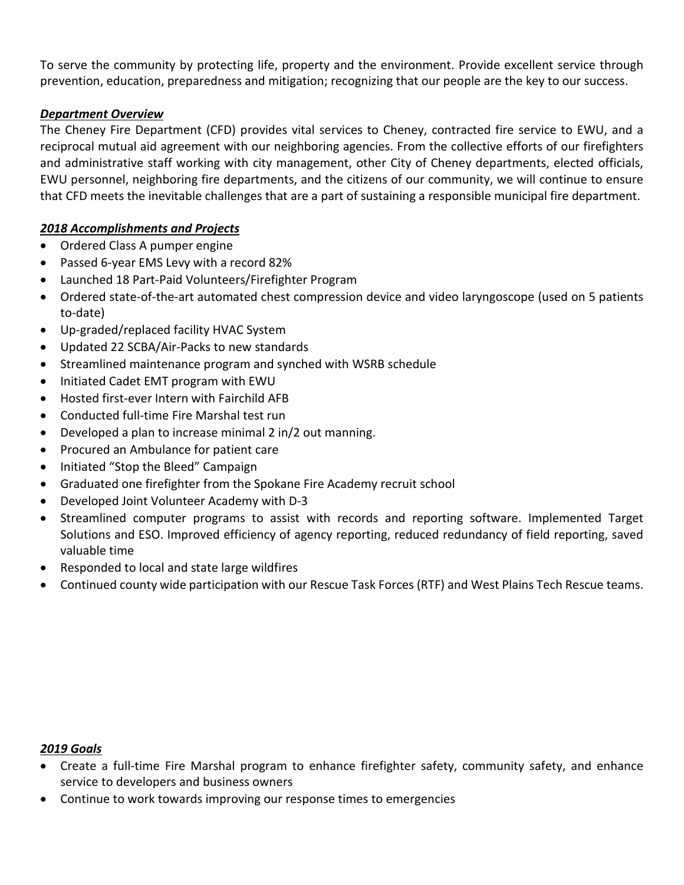To serve the community by protecting life, property and the environment. Provide excellent service through prevention, education, preparedness and mitigation; recognizing that our people are the key to our success.

***Department Overview***

The Cheney Fire Department (CFD) provides vital services to Cheney, contracted fire service to EWU, and a reciprocal mutual aid agreement with our neighboring agencies. From the collective efforts of our firefighters and administrative staff working with city management, other City of Cheney departments, elected officials, EWU personnel, neighboring fire departments, and the citizens of our community, we will continue to ensure that CFD meets the inevitable challenges that are a part of sustaining a responsible municipal fire department.

***2018 Accomplishments and Projects***

- Ordered Class A pumper engine
- Passed 6-year EMS Levy with a record 82%
- Launched 18 Part-Paid Volunteers/Firefighter Program
- Ordered state-of-the-art automated chest compression device and video laryngoscope (used on 5 patients to-date)
- Up-graded/replaced facility HVAC System
- Updated 22 SCBA/Air-Packs to new standards
- Streamlined maintenance program and synched with WSRB schedule
- Initiated Cadet EMT program with EWU
- Hosted first-ever Intern with Fairchild AFB
- Conducted full-time Fire Marshal test run
- Developed a plan to increase minimal 2 in/2 out manning.
- Procured an Ambulance for patient care
- Initiated "Stop the Bleed" Campaign
- Graduated one firefighter from the Spokane Fire Academy recruit school
- Developed Joint Volunteer Academy with D-3
- Streamlined computer programs to assist with records and reporting software. Implemented Target Solutions and ESO. Improved efficiency of agency reporting, reduced redundancy of field reporting, saved valuable time
- Responded to local and state large wildfires
- Continued county wide participation with our Rescue Task Forces (RTF) and West Plains Tech Rescue teams.

***2019 Goals***

- Create a full-time Fire Marshal program to enhance firefighter safety, community safety, and enhance service to developers and business owners
- Continue to work towards improving our response times to emergencies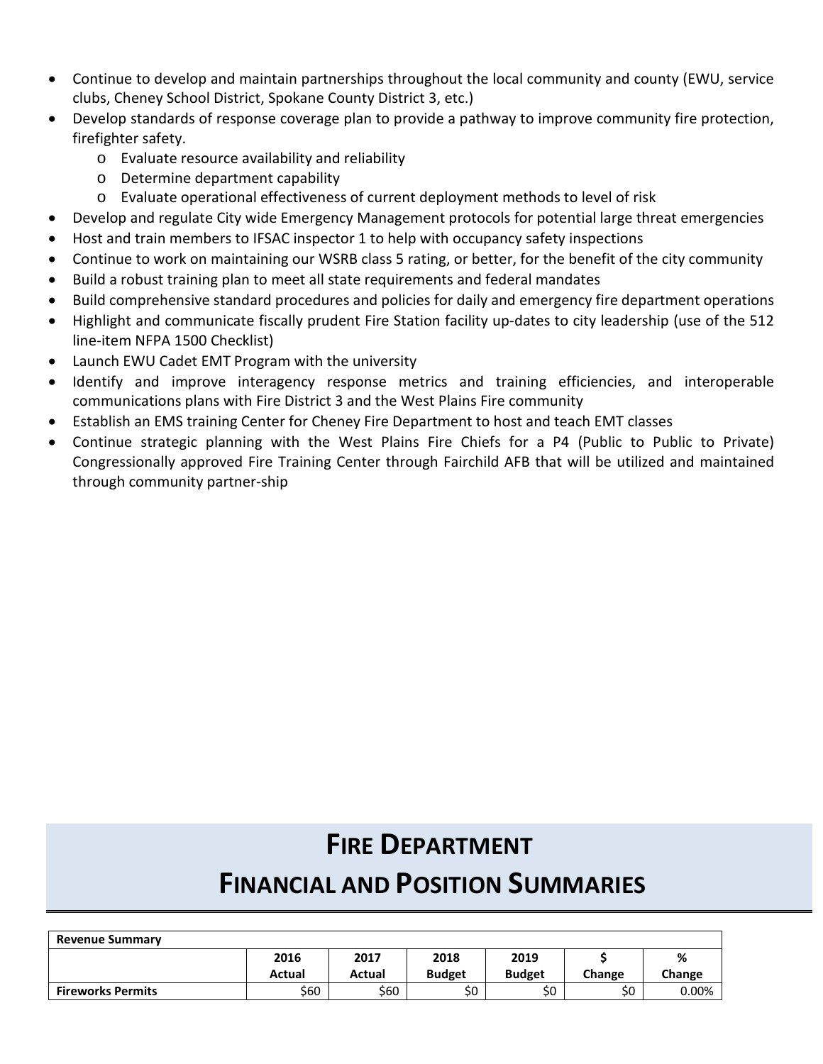- Continue to develop and maintain partnerships throughout the local community and county (EWU, service clubs, Cheney School District, Spokane County District 3, etc.)
- Develop standards of response coverage plan to provide a pathway to improve community fire protection, firefighter safety.
  - Evaluate resource availability and reliability
  - Determine department capability
  - Evaluate operational effectiveness of current deployment methods to level of risk
- Develop and regulate City wide Emergency Management protocols for potential large threat emergencies
- Host and train members to IFSAC inspector 1 to help with occupancy safety inspections
- Continue to work on maintaining our WSRB class 5 rating, or better, for the benefit of the city community
- Build a robust training plan to meet all state requirements and federal mandates
- Build comprehensive standard procedures and policies for daily and emergency fire department operations
- Highlight and communicate fiscally prudent Fire Station facility up-dates to city leadership (use of the 512 line-item NFPA 1500 Checklist)
- Launch EWU Cadet EMT Program with the university
- Identify and improve interagency response metrics and training efficiencies, and interoperable communications plans with Fire District 3 and the West Plains Fire community
- Establish an EMS training Center for Cheney Fire Department to host and teach EMT classes
- Continue strategic planning with the West Plains Fire Chiefs for a P4 (Public to Public to Private) Congressionally approved Fire Training Center through Fairchild AFB that will be utilized and maintained through community partner-ship

# FIRE DEPARTMENT
# FINANCIAL AND POSITION SUMMARIES

| Revenue Summary | 2016 Actual | 2017 Actual | 2018 Budget | 2019 Budget | $ Change | % Change |
|---|---|---|---|---|---|---|
| **Fireworks Permits** | $60 | $60 | $0 | $0 | $0 | 0.00% |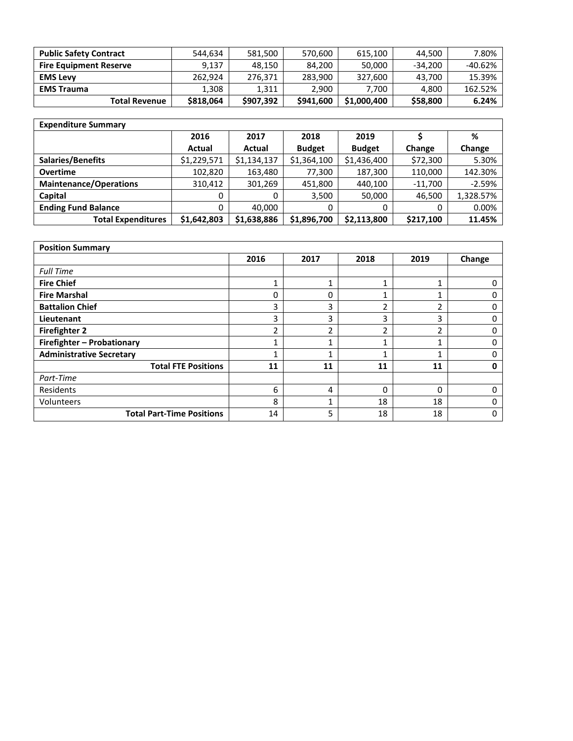| Public Safety Contract | 544,634 | 581,500 | 570,600 | 615,100 | 44,500 | 7.80% |
|---|---|---|---|---|---|---|
| **Fire Equipment Reserve** | 9,137 | 48,150 | 84,200 | 50,000 | -34,200 | -40.62% |
| **EMS Levy** | 262,924 | 276,371 | 283,900 | 327,600 | 43,700 | 15.39% |
| **EMS Trauma** | 1,308 | 1,311 | 2,900 | 7,700 | 4,800 | 162.52% |
| **Total Revenue** | **$818,064** | **$907,392** | **$941,600** | **$1,000,400** | **$58,800** | **6.24%** |

| **Expenditure Summary** | | | | | | |
|---|---|---|---|---|---|---|
| | **2016 Actual** | **2017 Actual** | **2018 Budget** | **2019 Budget** | **$ Change** | **% Change** |
| **Salaries/Benefits** | $1,229,571 | $1,134,137 | $1,364,100 | $1,436,400 | $72,300 | 5.30% |
| **Overtime** | 102,820 | 163,480 | 77,300 | 187,300 | 110,000 | 142.30% |
| **Maintenance/Operations** | 310,412 | 301,269 | 451,800 | 440,100 | -11,700 | -2.59% |
| **Capital** | 0 | 0 | 3,500 | 50,000 | 46,500 | 1,328.57% |
| **Ending Fund Balance** | 0 | 40,000 | 0 | 0 | 0 | 0.00% |
| **Total Expenditures** | **$1,642,803** | **$1,638,886** | **$1,896,700** | **$2,113,800** | **$217,100** | **11.45%** |

| **Position Summary** | | | | | |
|---|---|---|---|---|---|
| | **2016** | **2017** | **2018** | **2019** | **Change** |
| *Full Time* | | | | | |
| **Fire Chief** | 1 | 1 | 1 | 1 | 0 |
| **Fire Marshal** | 0 | 0 | 1 | 1 | 0 |
| **Battalion Chief** | 3 | 3 | 2 | 2 | 0 |
| **Lieutenant** | 3 | 3 | 3 | 3 | 0 |
| **Firefighter 2** | 2 | 2 | 2 | 2 | 0 |
| **Firefighter – Probationary** | 1 | 1 | 1 | 1 | 0 |
| **Administrative Secretary** | 1 | 1 | 1 | 1 | 0 |
| **Total FTE Positions** | **11** | **11** | **11** | **11** | **0** |
| *Part-Time* | | | | | |
| Residents | 6 | 4 | 0 | 0 | 0 |
| Volunteers | 8 | 1 | 18 | 18 | 0 |
| **Total Part-Time Positions** | 14 | 5 | 18 | 18 | 0 |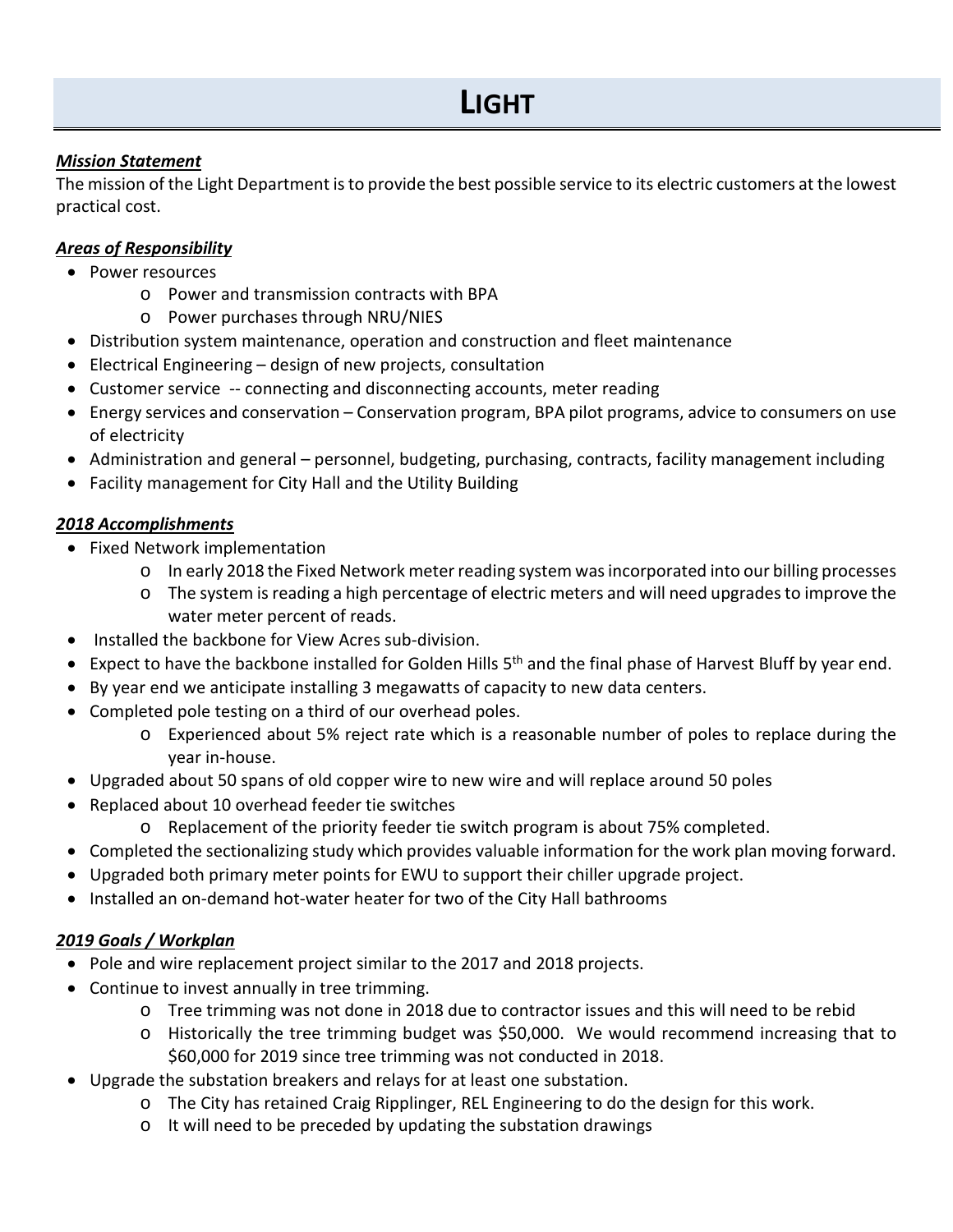# LIGHT

***Mission Statement***

The mission of the Light Department is to provide the best possible service to its electric customers at the lowest practical cost.

***Areas of Responsibility***

- Power resources
  - Power and transmission contracts with BPA
  - Power purchases through NRU/NIES
- Distribution system maintenance, operation and construction and fleet maintenance
- Electrical Engineering – design of new projects, consultation
- Customer service -- connecting and disconnecting accounts, meter reading
- Energy services and conservation – Conservation program, BPA pilot programs, advice to consumers on use of electricity
- Administration and general – personnel, budgeting, purchasing, contracts, facility management including
- Facility management for City Hall and the Utility Building

***2018 Accomplishments***

- Fixed Network implementation
  - In early 2018 the Fixed Network meter reading system was incorporated into our billing processes
  - The system is reading a high percentage of electric meters and will need upgrades to improve the water meter percent of reads.
- Installed the backbone for View Acres sub-division.
- Expect to have the backbone installed for Golden Hills 5th and the final phase of Harvest Bluff by year end.
- By year end we anticipate installing 3 megawatts of capacity to new data centers.
- Completed pole testing on a third of our overhead poles.
  - Experienced about 5% reject rate which is a reasonable number of poles to replace during the year in-house.
- Upgraded about 50 spans of old copper wire to new wire and will replace around 50 poles
- Replaced about 10 overhead feeder tie switches
  - Replacement of the priority feeder tie switch program is about 75% completed.
- Completed the sectionalizing study which provides valuable information for the work plan moving forward.
- Upgraded both primary meter points for EWU to support their chiller upgrade project.
- Installed an on-demand hot-water heater for two of the City Hall bathrooms

***2019 Goals / Workplan***

- Pole and wire replacement project similar to the 2017 and 2018 projects.
- Continue to invest annually in tree trimming.
  - Tree trimming was not done in 2018 due to contractor issues and this will need to be rebid
  - Historically the tree trimming budget was $50,000. We would recommend increasing that to $60,000 for 2019 since tree trimming was not conducted in 2018.
- Upgrade the substation breakers and relays for at least one substation.
  - The City has retained Craig Ripplinger, REL Engineering to do the design for this work.
  - It will need to be preceded by updating the substation drawings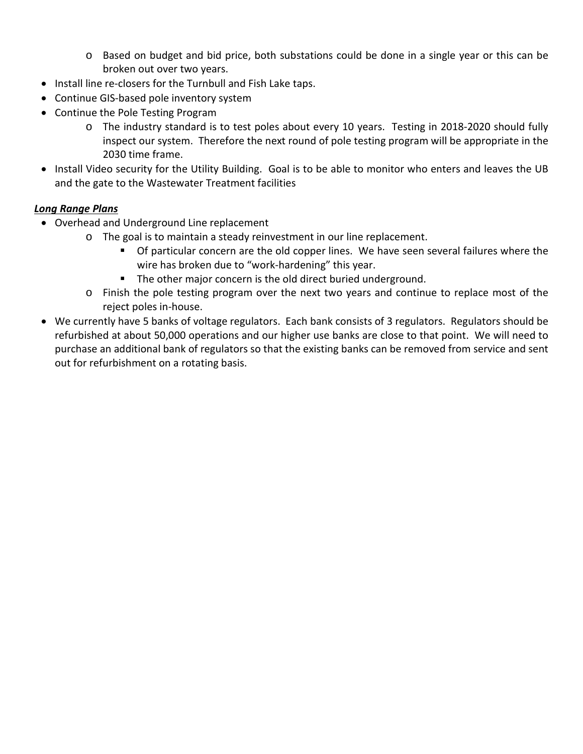- Based on budget and bid price, both substations could be done in a single year or this can be broken out over two years.
- Install line re-closers for the Turnbull and Fish Lake taps.
- Continue GIS-based pole inventory system
- Continue the Pole Testing Program
  - The industry standard is to test poles about every 10 years. Testing in 2018-2020 should fully inspect our system. Therefore the next round of pole testing program will be appropriate in the 2030 time frame.
- Install Video security for the Utility Building. Goal is to be able to monitor who enters and leaves the UB and the gate to the Wastewater Treatment facilities

***Long Range Plans***

- Overhead and Underground Line replacement
  - The goal is to maintain a steady reinvestment in our line replacement.
    - Of particular concern are the old copper lines. We have seen several failures where the wire has broken due to "work-hardening" this year.
    - The other major concern is the old direct buried underground.
  - Finish the pole testing program over the next two years and continue to replace most of the reject poles in-house.
- We currently have 5 banks of voltage regulators. Each bank consists of 3 regulators. Regulators should be refurbished at about 50,000 operations and our higher use banks are close to that point. We will need to purchase an additional bank of regulators so that the existing banks can be removed from service and sent out for refurbishment on a rotating basis.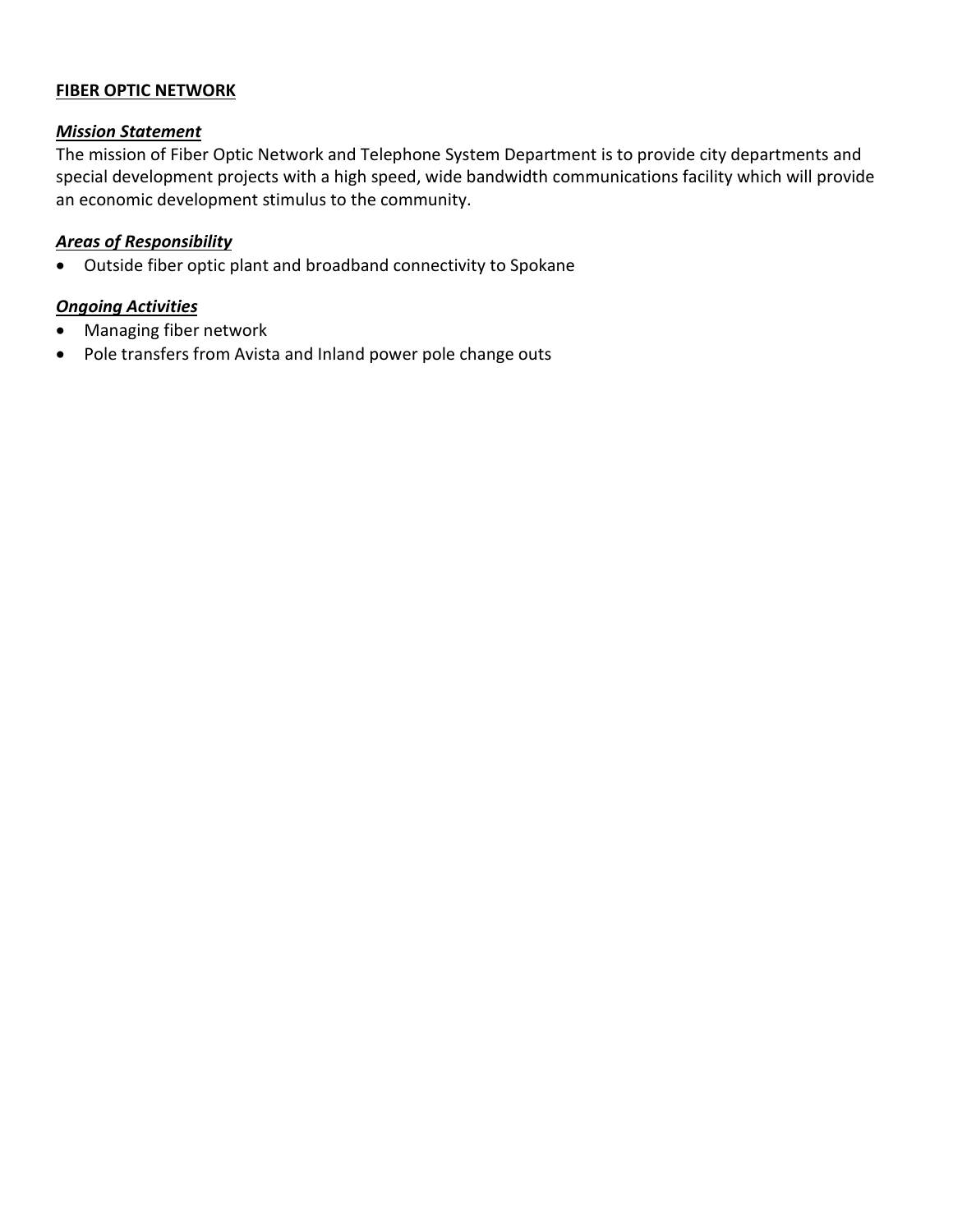## FIBER OPTIC NETWORK

### *Mission Statement*

The mission of Fiber Optic Network and Telephone System Department is to provide city departments and special development projects with a high speed, wide bandwidth communications facility which will provide an economic development stimulus to the community.

### *Areas of Responsibility*

- Outside fiber optic plant and broadband connectivity to Spokane

### *Ongoing Activities*

- Managing fiber network
- Pole transfers from Avista and Inland power pole change outs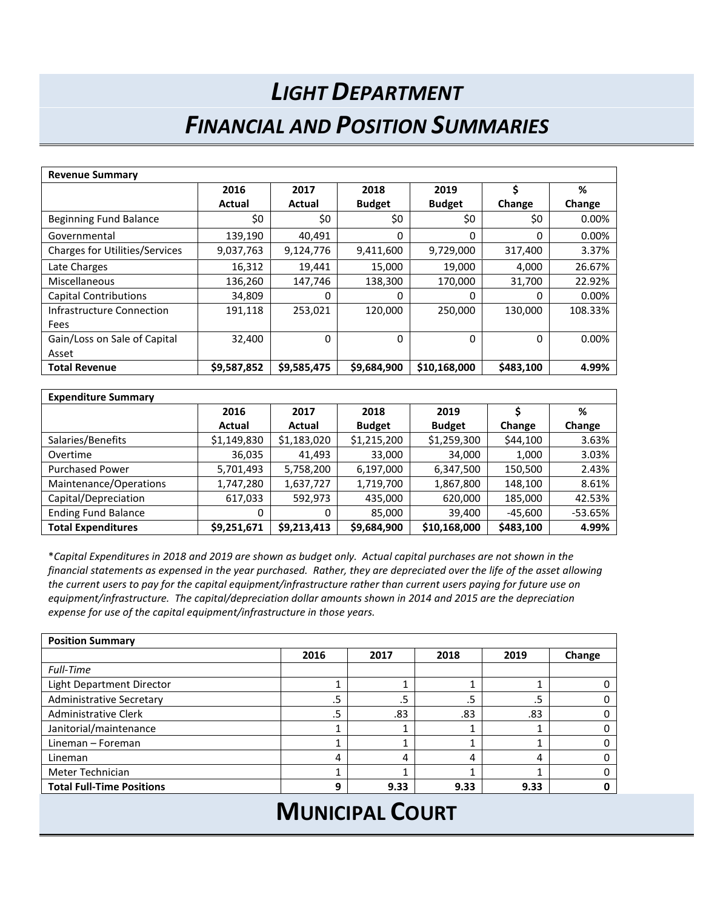# *LIGHT DEPARTMENT*

# *FINANCIAL AND POSITION SUMMARIES*

| Revenue Summary | | | | | | |
|---|---|---|---|---|---|---|
| | 2016 Actual | 2017 Actual | 2018 Budget | 2019 Budget | $ Change | % Change |
| Beginning Fund Balance | $0 | $0 | $0 | $0 | $0 | 0.00% |
| Governmental | 139,190 | 40,491 | 0 | 0 | 0 | 0.00% |
| Charges for Utilities/Services | 9,037,763 | 9,124,776 | 9,411,600 | 9,729,000 | 317,400 | 3.37% |
| Late Charges | 16,312 | 19,441 | 15,000 | 19,000 | 4,000 | 26.67% |
| Miscellaneous | 136,260 | 147,746 | 138,300 | 170,000 | 31,700 | 22.92% |
| Capital Contributions | 34,809 | 0 | 0 | 0 | 0 | 0.00% |
| Infrastructure Connection Fees | 191,118 | 253,021 | 120,000 | 250,000 | 130,000 | 108.33% |
| Gain/Loss on Sale of Capital Asset | 32,400 | 0 | 0 | 0 | 0 | 0.00% |
| **Total Revenue** | **$9,587,852** | **$9,585,475** | **$9,684,900** | **$10,168,000** | **$483,100** | **4.99%** |

| Expenditure Summary | | | | | | |
|---|---|---|---|---|---|---|
| | 2016 Actual | 2017 Actual | 2018 Budget | 2019 Budget | $ Change | % Change |
| Salaries/Benefits | $1,149,830 | $1,183,020 | $1,215,200 | $1,259,300 | $44,100 | 3.63% |
| Overtime | 36,035 | 41,493 | 33,000 | 34,000 | 1,000 | 3.03% |
| Purchased Power | 5,701,493 | 5,758,200 | 6,197,000 | 6,347,500 | 150,500 | 2.43% |
| Maintenance/Operations | 1,747,280 | 1,637,727 | 1,719,700 | 1,867,800 | 148,100 | 8.61% |
| Capital/Depreciation | 617,033 | 592,973 | 435,000 | 620,000 | 185,000 | 42.53% |
| Ending Fund Balance | 0 | 0 | 85,000 | 39,400 | -45,600 | -53.65% |
| **Total Expenditures** | **$9,251,671** | **$9,213,413** | **$9,684,900** | **$10,168,000** | **$483,100** | **4.99%** |

*\*Capital Expenditures in 2018 and 2019 are shown as budget only. Actual capital purchases are not shown in the financial statements as expensed in the year purchased. Rather, they are depreciated over the life of the asset allowing the current users to pay for the capital equipment/infrastructure rather than current users paying for future use on equipment/infrastructure. The capital/depreciation dollar amounts shown in 2014 and 2015 are the depreciation expense for use of the capital equipment/infrastructure in those years.*

| Position Summary | | | | | |
|---|---|---|---|---|---|
| | 2016 | 2017 | 2018 | 2019 | Change |
| *Full-Time* | | | | | |
| Light Department Director | 1 | 1 | 1 | 1 | 0 |
| Administrative Secretary | .5 | .5 | .5 | .5 | 0 |
| Administrative Clerk | .5 | .83 | .83 | .83 | 0 |
| Janitorial/maintenance | 1 | 1 | 1 | 1 | 0 |
| Lineman – Foreman | 1 | 1 | 1 | 1 | 0 |
| Lineman | 4 | 4 | 4 | 4 | 0 |
| Meter Technician | 1 | 1 | 1 | 1 | 0 |
| **Total Full-Time Positions** | **9** | **9.33** | **9.33** | **9.33** | **0** |

# MUNICIPAL COURT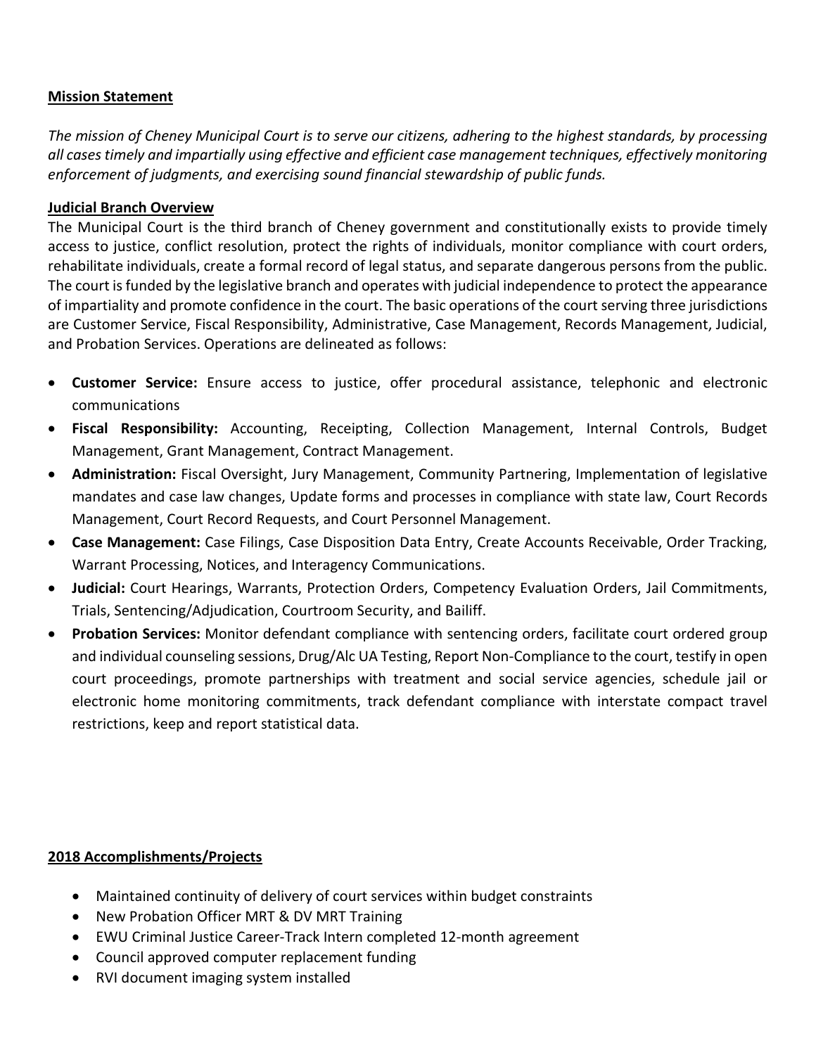**Mission Statement**

*The mission of Cheney Municipal Court is to serve our citizens, adhering to the highest standards, by processing all cases timely and impartially using effective and efficient case management techniques, effectively monitoring enforcement of judgments, and exercising sound financial stewardship of public funds.*

**Judicial Branch Overview**

The Municipal Court is the third branch of Cheney government and constitutionally exists to provide timely access to justice, conflict resolution, protect the rights of individuals, monitor compliance with court orders, rehabilitate individuals, create a formal record of legal status, and separate dangerous persons from the public. The court is funded by the legislative branch and operates with judicial independence to protect the appearance of impartiality and promote confidence in the court. The basic operations of the court serving three jurisdictions are Customer Service, Fiscal Responsibility, Administrative, Case Management, Records Management, Judicial, and Probation Services. Operations are delineated as follows:

- **Customer Service:** Ensure access to justice, offer procedural assistance, telephonic and electronic communications
- **Fiscal Responsibility:** Accounting, Receipting, Collection Management, Internal Controls, Budget Management, Grant Management, Contract Management.
- **Administration:** Fiscal Oversight, Jury Management, Community Partnering, Implementation of legislative mandates and case law changes, Update forms and processes in compliance with state law, Court Records Management, Court Record Requests, and Court Personnel Management.
- **Case Management:** Case Filings, Case Disposition Data Entry, Create Accounts Receivable, Order Tracking, Warrant Processing, Notices, and Interagency Communications.
- **Judicial:** Court Hearings, Warrants, Protection Orders, Competency Evaluation Orders, Jail Commitments, Trials, Sentencing/Adjudication, Courtroom Security, and Bailiff.
- **Probation Services:** Monitor defendant compliance with sentencing orders, facilitate court ordered group and individual counseling sessions, Drug/Alc UA Testing, Report Non-Compliance to the court, testify in open court proceedings, promote partnerships with treatment and social service agencies, schedule jail or electronic home monitoring commitments, track defendant compliance with interstate compact travel restrictions, keep and report statistical data.

**2018 Accomplishments/Projects**

- Maintained continuity of delivery of court services within budget constraints
- New Probation Officer MRT & DV MRT Training
- EWU Criminal Justice Career-Track Intern completed 12-month agreement
- Council approved computer replacement funding
- RVI document imaging system installed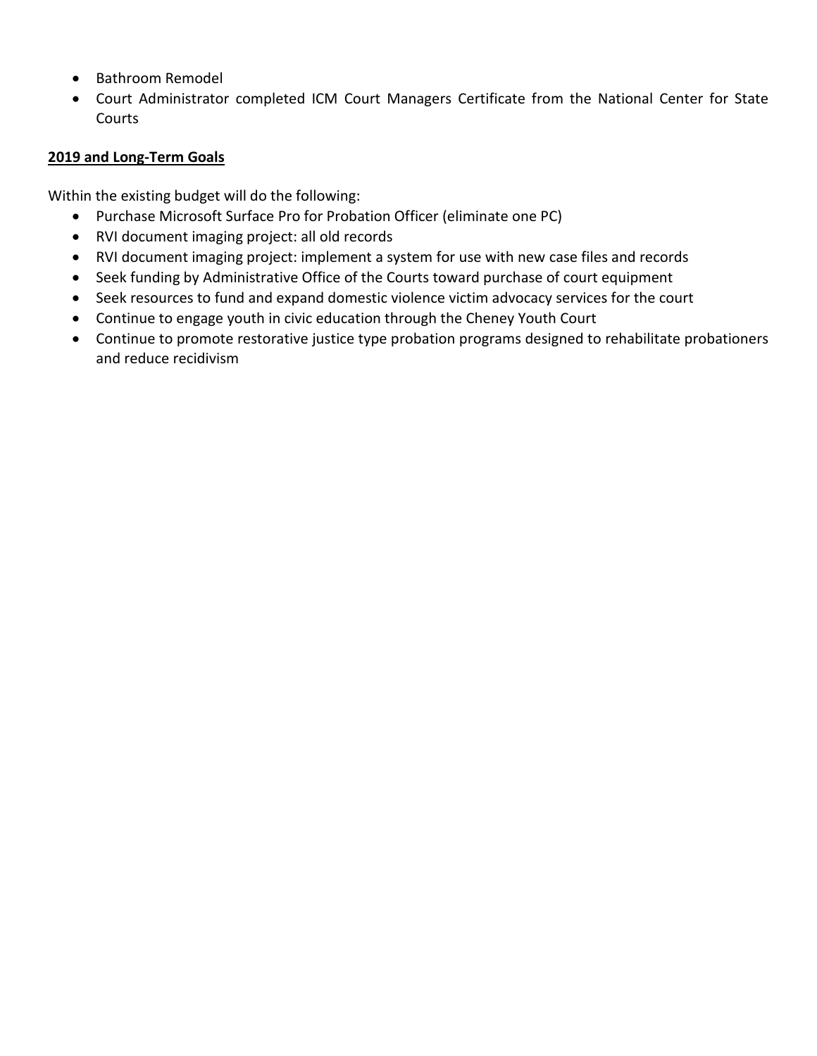- Bathroom Remodel
- Court Administrator completed ICM Court Managers Certificate from the National Center for State Courts

**2019 and Long-Term Goals**

Within the existing budget will do the following:

- Purchase Microsoft Surface Pro for Probation Officer (eliminate one PC)
- RVI document imaging project: all old records
- RVI document imaging project: implement a system for use with new case files and records
- Seek funding by Administrative Office of the Courts toward purchase of court equipment
- Seek resources to fund and expand domestic violence victim advocacy services for the court
- Continue to engage youth in civic education through the Cheney Youth Court
- Continue to promote restorative justice type probation programs designed to rehabilitate probationers and reduce recidivism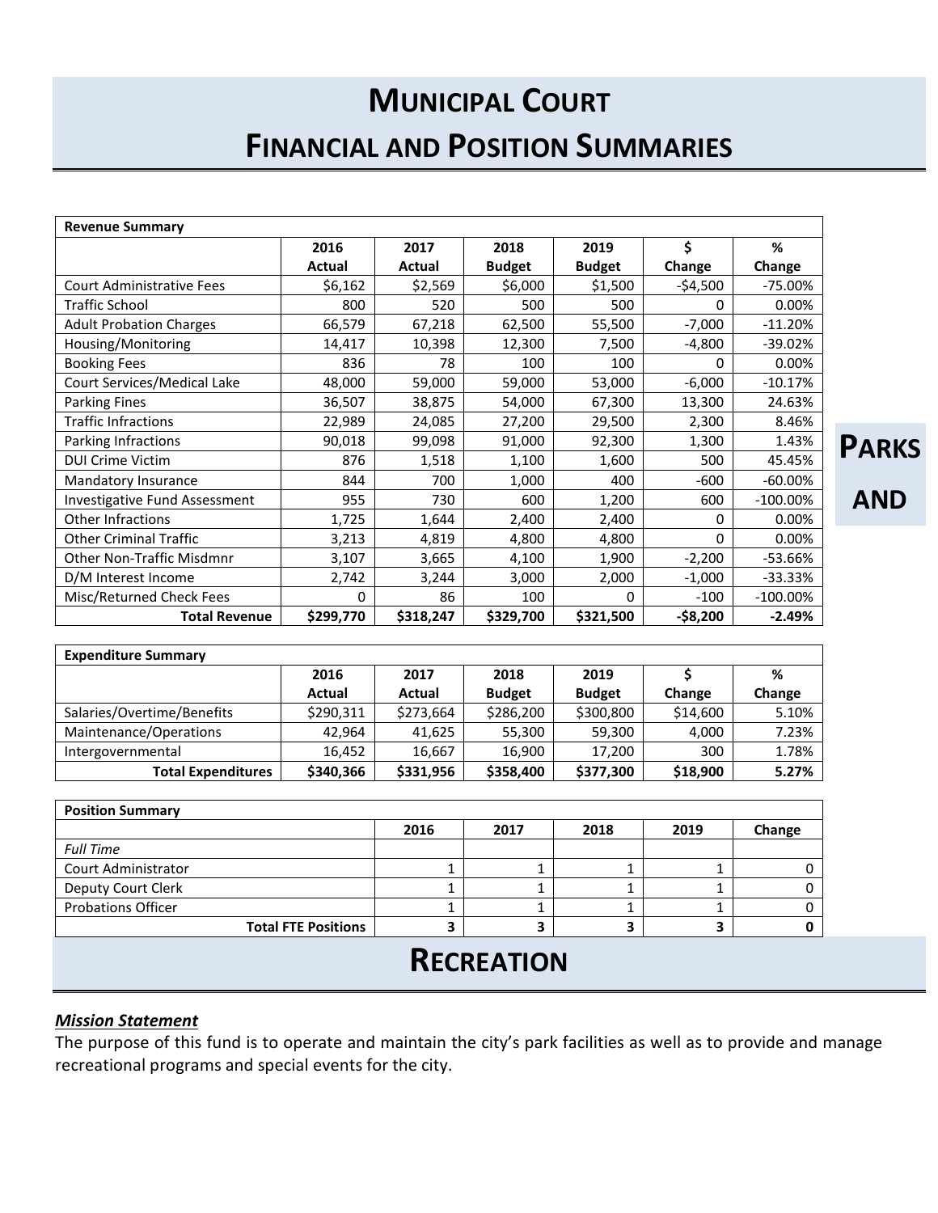# MUNICIPAL COURT
# FINANCIAL AND POSITION SUMMARIES

| Revenue Summary | | | | | | |
|---|---|---|---|---|---|---|
| | 2016 Actual | 2017 Actual | 2018 Budget | 2019 Budget | $ Change | % Change |
| Court Administrative Fees | $6,162 | $2,569 | $6,000 | $1,500 | -$4,500 | -75.00% |
| Traffic School | 800 | 520 | 500 | 500 | 0 | 0.00% |
| Adult Probation Charges | 66,579 | 67,218 | 62,500 | 55,500 | -7,000 | -11.20% |
| Housing/Monitoring | 14,417 | 10,398 | 12,300 | 7,500 | -4,800 | -39.02% |
| Booking Fees | 836 | 78 | 100 | 100 | 0 | 0.00% |
| Court Services/Medical Lake | 48,000 | 59,000 | 59,000 | 53,000 | -6,000 | -10.17% |
| Parking Fines | 36,507 | 38,875 | 54,000 | 67,300 | 13,300 | 24.63% |
| Traffic Infractions | 22,989 | 24,085 | 27,200 | 29,500 | 2,300 | 8.46% |
| Parking Infractions | 90,018 | 99,098 | 91,000 | 92,300 | 1,300 | 1.43% |
| DUI Crime Victim | 876 | 1,518 | 1,100 | 1,600 | 500 | 45.45% |
| Mandatory Insurance | 844 | 700 | 1,000 | 400 | -600 | -60.00% |
| Investigative Fund Assessment | 955 | 730 | 600 | 1,200 | 600 | -100.00% |
| Other Infractions | 1,725 | 1,644 | 2,400 | 2,400 | 0 | 0.00% |
| Other Criminal Traffic | 3,213 | 4,819 | 4,800 | 4,800 | 0 | 0.00% |
| Other Non-Traffic Misdmnr | 3,107 | 3,665 | 4,100 | 1,900 | -2,200 | -53.66% |
| D/M Interest Income | 2,742 | 3,244 | 3,000 | 2,000 | -1,000 | -33.33% |
| Misc/Returned Check Fees | 0 | 86 | 100 | 0 | -100 | -100.00% |
| **Total Revenue** | **$299,770** | **$318,247** | **$329,700** | **$321,500** | **-$8,200** | **-2.49%** |

| Expenditure Summary | | | | | | |
|---|---|---|---|---|---|---|
| | 2016 Actual | 2017 Actual | 2018 Budget | 2019 Budget | $ Change | % Change |
| Salaries/Overtime/Benefits | $290,311 | $273,664 | $286,200 | $300,800 | $14,600 | 5.10% |
| Maintenance/Operations | 42,964 | 41,625 | 55,300 | 59,300 | 4,000 | 7.23% |
| Intergovernmental | 16,452 | 16,667 | 16,900 | 17,200 | 300 | 1.78% |
| **Total Expenditures** | **$340,366** | **$331,956** | **$358,400** | **$377,300** | **$18,900** | **5.27%** |

| Position Summary | | | | | |
|---|---|---|---|---|---|
| | 2016 | 2017 | 2018 | 2019 | Change |
| *Full Time* | | | | | |
| Court Administrator | 1 | 1 | 1 | 1 | 0 |
| Deputy Court Clerk | 1 | 1 | 1 | 1 | 0 |
| Probations Officer | 1 | 1 | 1 | 1 | 0 |
| **Total FTE Positions** | **3** | **3** | **3** | **3** | **0** |

# PARKS AND RECREATION

***Mission Statement***

The purpose of this fund is to operate and maintain the city's park facilities as well as to provide and manage recreational programs and special events for the city.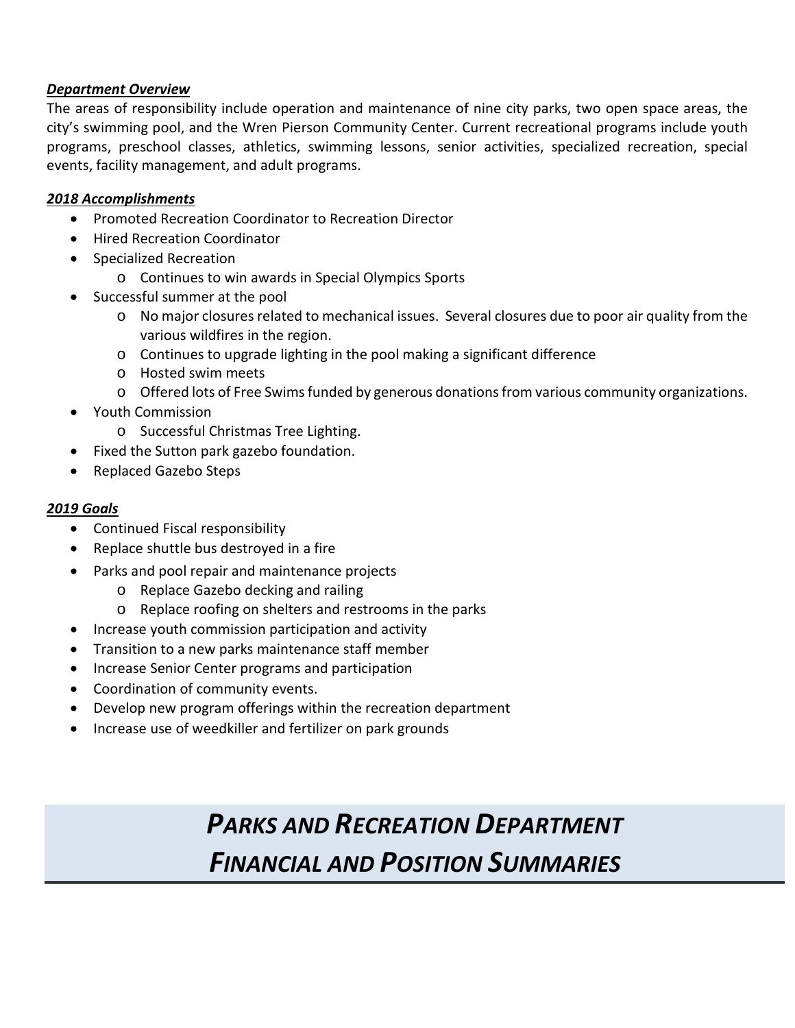***Department Overview***

The areas of responsibility include operation and maintenance of nine city parks, two open space areas, the city's swimming pool, and the Wren Pierson Community Center. Current recreational programs include youth programs, preschool classes, athletics, swimming lessons, senior activities, specialized recreation, special events, facility management, and adult programs.

***2018 Accomplishments***

- Promoted Recreation Coordinator to Recreation Director
- Hired Recreation Coordinator
- Specialized Recreation
  - Continues to win awards in Special Olympics Sports
- Successful summer at the pool
  - No major closures related to mechanical issues. Several closures due to poor air quality from the various wildfires in the region.
  - Continues to upgrade lighting in the pool making a significant difference
  - Hosted swim meets
  - Offered lots of Free Swims funded by generous donations from various community organizations.
- Youth Commission
  - Successful Christmas Tree Lighting.
- Fixed the Sutton park gazebo foundation.
- Replaced Gazebo Steps

***2019 Goals***

- Continued Fiscal responsibility
- Replace shuttle bus destroyed in a fire
- Parks and pool repair and maintenance projects
  - Replace Gazebo decking and railing
  - Replace roofing on shelters and restrooms in the parks
- Increase youth commission participation and activity
- Transition to a new parks maintenance staff member
- Increase Senior Center programs and participation
- Coordination of community events.
- Develop new program offerings within the recreation department
- Increase use of weedkiller and fertilizer on park grounds

# *PARKS AND RECREATION DEPARTMENT FINANCIAL AND POSITION SUMMARIES*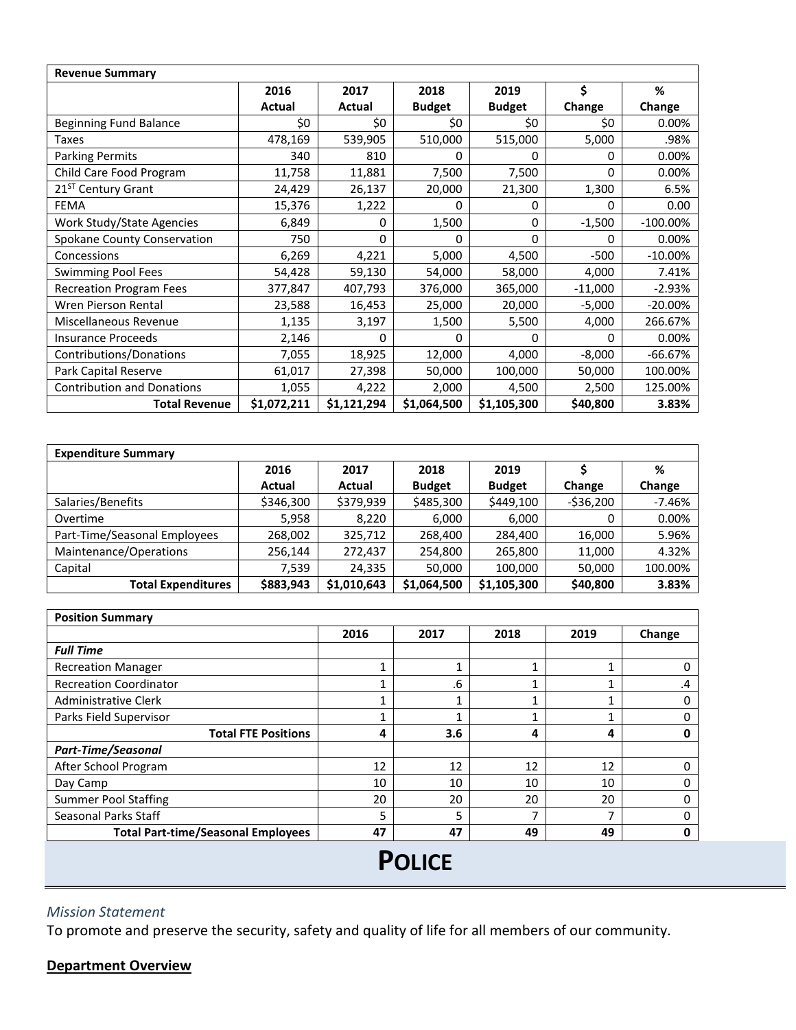| Revenue Summary | | | | | | |
|---|---|---|---|---|---|---|
| | 2016 Actual | 2017 Actual | 2018 Budget | 2019 Budget | $ Change | % Change |
| Beginning Fund Balance | $0 | $0 | $0 | $0 | $0 | 0.00% |
| Taxes | 478,169 | 539,905 | 510,000 | 515,000 | 5,000 | .98% |
| Parking Permits | 340 | 810 | 0 | 0 | 0 | 0.00% |
| Child Care Food Program | 11,758 | 11,881 | 7,500 | 7,500 | 0 | 0.00% |
| 21ST Century Grant | 24,429 | 26,137 | 20,000 | 21,300 | 1,300 | 6.5% |
| FEMA | 15,376 | 1,222 | 0 | 0 | 0 | 0.00 |
| Work Study/State Agencies | 6,849 | 0 | 1,500 | 0 | -1,500 | -100.00% |
| Spokane County Conservation | 750 | 0 | 0 | 0 | 0 | 0.00% |
| Concessions | 6,269 | 4,221 | 5,000 | 4,500 | -500 | -10.00% |
| Swimming Pool Fees | 54,428 | 59,130 | 54,000 | 58,000 | 4,000 | 7.41% |
| Recreation Program Fees | 377,847 | 407,793 | 376,000 | 365,000 | -11,000 | -2.93% |
| Wren Pierson Rental | 23,588 | 16,453 | 25,000 | 20,000 | -5,000 | -20.00% |
| Miscellaneous Revenue | 1,135 | 3,197 | 1,500 | 5,500 | 4,000 | 266.67% |
| Insurance Proceeds | 2,146 | 0 | 0 | 0 | 0 | 0.00% |
| Contributions/Donations | 7,055 | 18,925 | 12,000 | 4,000 | -8,000 | -66.67% |
| Park Capital Reserve | 61,017 | 27,398 | 50,000 | 100,000 | 50,000 | 100.00% |
| Contribution and Donations | 1,055 | 4,222 | 2,000 | 4,500 | 2,500 | 125.00% |
| **Total Revenue** | **$1,072,211** | **$1,121,294** | **$1,064,500** | **$1,105,300** | **$40,800** | **3.83%** |

| Expenditure Summary | | | | | | |
|---|---|---|---|---|---|---|
| | 2016 Actual | 2017 Actual | 2018 Budget | 2019 Budget | $ Change | % Change |
| Salaries/Benefits | $346,300 | $379,939 | $485,300 | $449,100 | -$36,200 | -7.46% |
| Overtime | 5,958 | 8,220 | 6,000 | 6,000 | 0 | 0.00% |
| Part-Time/Seasonal Employees | 268,002 | 325,712 | 268,400 | 284,400 | 16,000 | 5.96% |
| Maintenance/Operations | 256,144 | 272,437 | 254,800 | 265,800 | 11,000 | 4.32% |
| Capital | 7,539 | 24,335 | 50,000 | 100,000 | 50,000 | 100.00% |
| **Total Expenditures** | **$883,943** | **$1,010,643** | **$1,064,500** | **$1,105,300** | **$40,800** | **3.83%** |

| Position Summary | | | | | |
|---|---|---|---|---|---|
| | 2016 | 2017 | 2018 | 2019 | Change |
| ***Full Time*** | | | | | |
| Recreation Manager | 1 | 1 | 1 | 1 | 0 |
| Recreation Coordinator | 1 | .6 | 1 | 1 | .4 |
| Administrative Clerk | 1 | 1 | 1 | 1 | 0 |
| Parks Field Supervisor | 1 | 1 | 1 | 1 | 0 |
| **Total FTE Positions** | **4** | **3.6** | **4** | **4** | **0** |
| ***Part-Time/Seasonal*** | | | | | |
| After School Program | 12 | 12 | 12 | 12 | 0 |
| Day Camp | 10 | 10 | 10 | 10 | 0 |
| Summer Pool Staffing | 20 | 20 | 20 | 20 | 0 |
| Seasonal Parks Staff | 5 | 5 | 7 | 7 | 0 |
| **Total Part-time/Seasonal Employees** | **47** | **47** | **49** | **49** | **0** |

# POLICE

*Mission Statement*

To promote and preserve the security, safety and quality of life for all members of our community.

**Department Overview**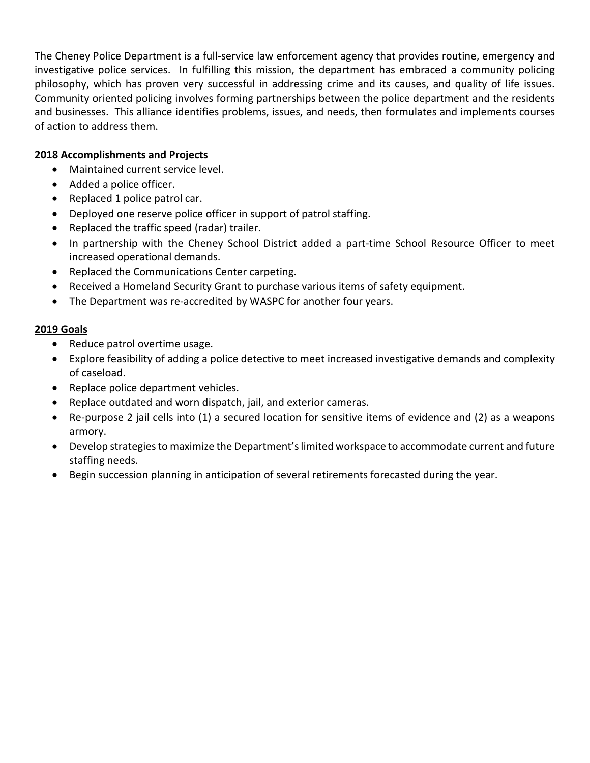The Cheney Police Department is a full-service law enforcement agency that provides routine, emergency and investigative police services. In fulfilling this mission, the department has embraced a community policing philosophy, which has proven very successful in addressing crime and its causes, and quality of life issues. Community oriented policing involves forming partnerships between the police department and the residents and businesses. This alliance identifies problems, issues, and needs, then formulates and implements courses of action to address them.

**2018 Accomplishments and Projects**

- Maintained current service level.
- Added a police officer.
- Replaced 1 police patrol car.
- Deployed one reserve police officer in support of patrol staffing.
- Replaced the traffic speed (radar) trailer.
- In partnership with the Cheney School District added a part-time School Resource Officer to meet increased operational demands.
- Replaced the Communications Center carpeting.
- Received a Homeland Security Grant to purchase various items of safety equipment.
- The Department was re-accredited by WASPC for another four years.

**2019 Goals**

- Reduce patrol overtime usage.
- Explore feasibility of adding a police detective to meet increased investigative demands and complexity of caseload.
- Replace police department vehicles.
- Replace outdated and worn dispatch, jail, and exterior cameras.
- Re-purpose 2 jail cells into (1) a secured location for sensitive items of evidence and (2) as a weapons armory.
- Develop strategies to maximize the Department's limited workspace to accommodate current and future staffing needs.
- Begin succession planning in anticipation of several retirements forecasted during the year.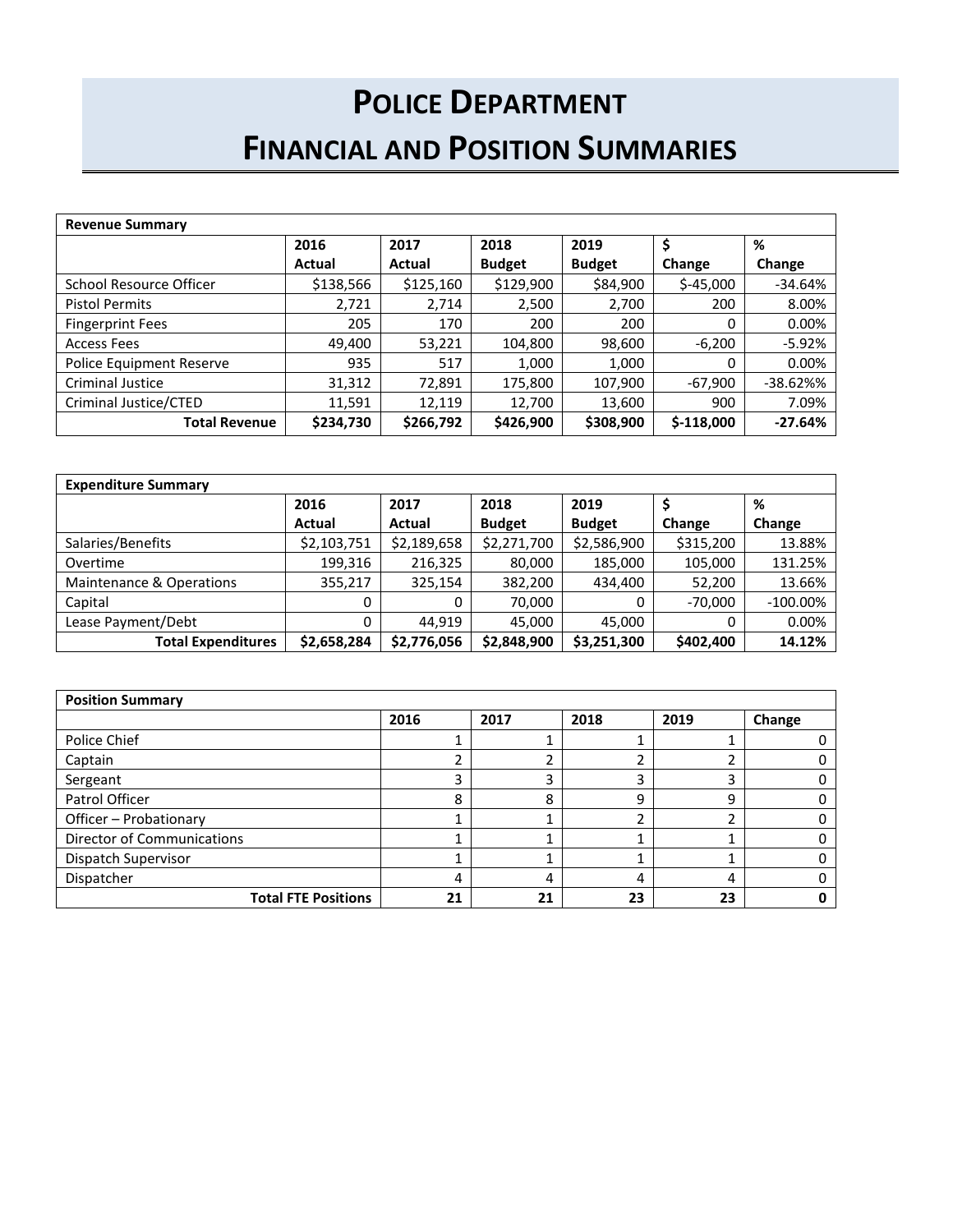# POLICE DEPARTMENT FINANCIAL AND POSITION SUMMARIES

| Revenue Summary | | | | | | |
|---|---|---|---|---|---|---|
| | 2016 Actual | 2017 Actual | 2018 Budget | 2019 Budget | $ Change | % Change |
| School Resource Officer | $138,566 | $125,160 | $129,900 | $84,900 | $-45,000 | -34.64% |
| Pistol Permits | 2,721 | 2,714 | 2,500 | 2,700 | 200 | 8.00% |
| Fingerprint Fees | 205 | 170 | 200 | 200 | 0 | 0.00% |
| Access Fees | 49,400 | 53,221 | 104,800 | 98,600 | -6,200 | -5.92% |
| Police Equipment Reserve | 935 | 517 | 1,000 | 1,000 | 0 | 0.00% |
| Criminal Justice | 31,312 | 72,891 | 175,800 | 107,900 | -67,900 | -38.62%% |
| Criminal Justice/CTED | 11,591 | 12,119 | 12,700 | 13,600 | 900 | 7.09% |
| **Total Revenue** | **$234,730** | **$266,792** | **$426,900** | **$308,900** | **$-118,000** | **-27.64%** |

| Expenditure Summary | | | | | | |
|---|---|---|---|---|---|---|
| | 2016 Actual | 2017 Actual | 2018 Budget | 2019 Budget | $ Change | % Change |
| Salaries/Benefits | $2,103,751 | $2,189,658 | $2,271,700 | $2,586,900 | $315,200 | 13.88% |
| Overtime | 199,316 | 216,325 | 80,000 | 185,000 | 105,000 | 131.25% |
| Maintenance & Operations | 355,217 | 325,154 | 382,200 | 434,400 | 52,200 | 13.66% |
| Capital | 0 | 0 | 70,000 | 0 | -70,000 | -100.00% |
| Lease Payment/Debt | 0 | 44,919 | 45,000 | 45,000 | 0 | 0.00% |
| **Total Expenditures** | **$2,658,284** | **$2,776,056** | **$2,848,900** | **$3,251,300** | **$402,400** | **14.12%** |

| Position Summary | | | | | |
|---|---|---|---|---|---|
| | 2016 | 2017 | 2018 | 2019 | Change |
| Police Chief | 1 | 1 | 1 | 1 | 0 |
| Captain | 2 | 2 | 2 | 2 | 0 |
| Sergeant | 3 | 3 | 3 | 3 | 0 |
| Patrol Officer | 8 | 8 | 9 | 9 | 0 |
| Officer – Probationary | 1 | 1 | 2 | 2 | 0 |
| Director of Communications | 1 | 1 | 1 | 1 | 0 |
| Dispatch Supervisor | 1 | 1 | 1 | 1 | 0 |
| Dispatcher | 4 | 4 | 4 | 4 | 0 |
| **Total FTE Positions** | **21** | **21** | **23** | **23** | **0** |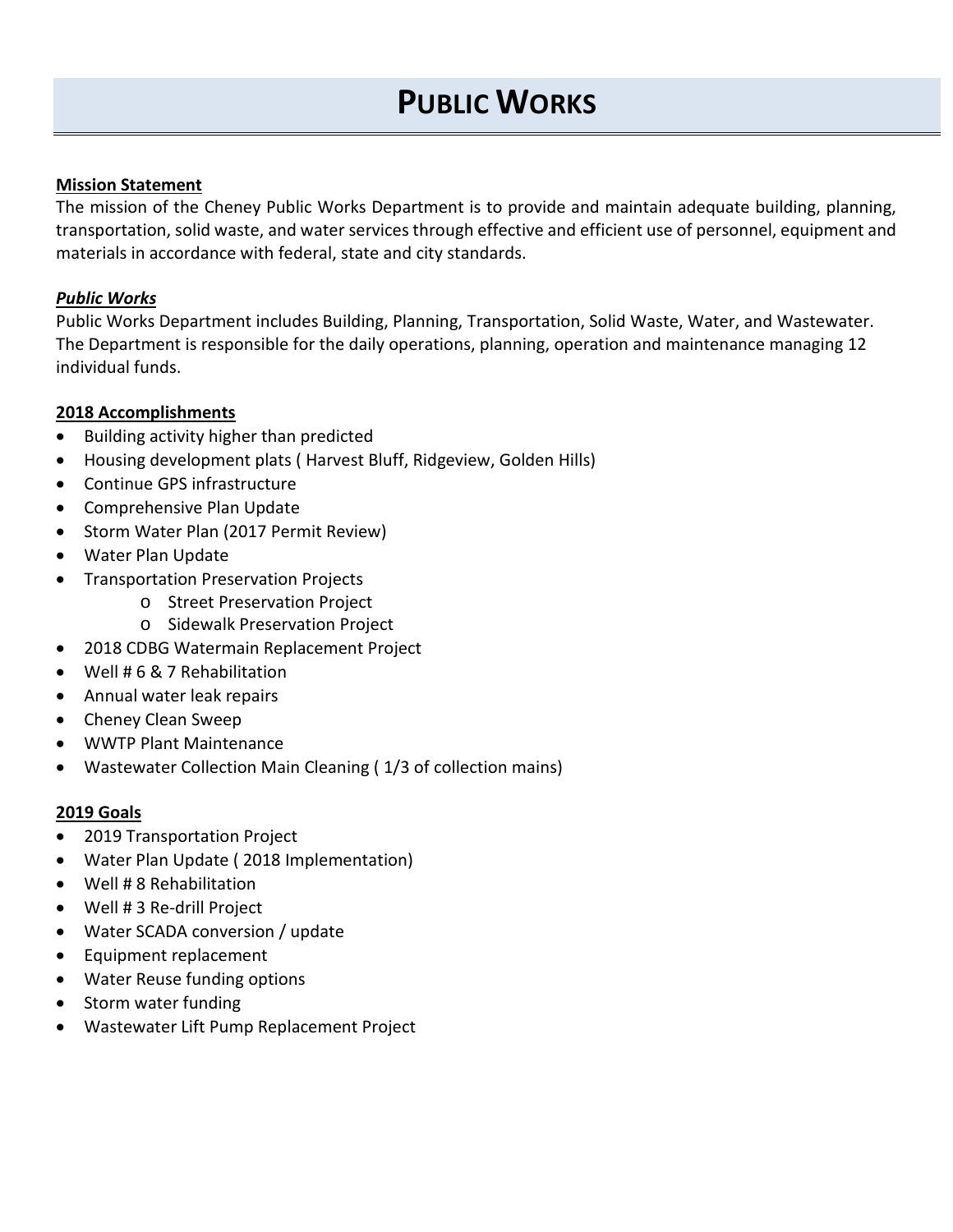# PUBLIC WORKS

**Mission Statement**

The mission of the Cheney Public Works Department is to provide and maintain adequate building, planning, transportation, solid waste, and water services through effective and efficient use of personnel, equipment and materials in accordance with federal, state and city standards.

***Public Works***

Public Works Department includes Building, Planning, Transportation, Solid Waste, Water, and Wastewater. The Department is responsible for the daily operations, planning, operation and maintenance managing 12 individual funds.

**2018 Accomplishments**

- Building activity higher than predicted
- Housing development plats ( Harvest Bluff, Ridgeview, Golden Hills)
- Continue GPS infrastructure
- Comprehensive Plan Update
- Storm Water Plan (2017 Permit Review)
- Water Plan Update
- Transportation Preservation Projects
  - Street Preservation Project
  - Sidewalk Preservation Project
- 2018 CDBG Watermain Replacement Project
- Well # 6 & 7 Rehabilitation
- Annual water leak repairs
- Cheney Clean Sweep
- WWTP Plant Maintenance
- Wastewater Collection Main Cleaning ( 1/3 of collection mains)

**2019 Goals**

- 2019 Transportation Project
- Water Plan Update ( 2018 Implementation)
- Well # 8 Rehabilitation
- Well # 3 Re-drill Project
- Water SCADA conversion / update
- Equipment replacement
- Water Reuse funding options
- Storm water funding
- Wastewater Lift Pump Replacement Project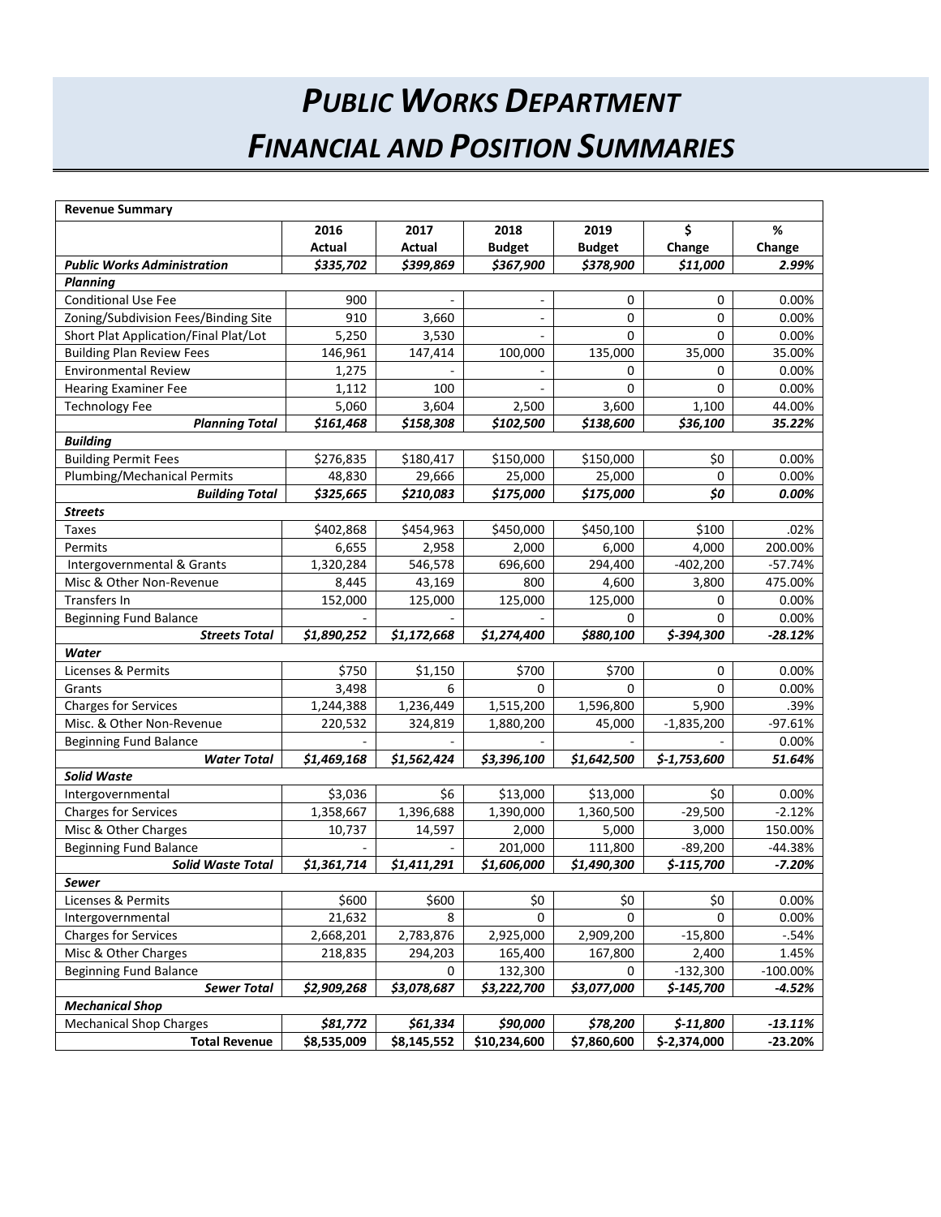# *PUBLIC WORKS DEPARTMENT*
# *FINANCIAL AND POSITION SUMMARIES*

| Revenue Summary | | | | | | |
|---|---|---|---|---|---|---|
| | 2016 Actual | 2017 Actual | 2018 Budget | 2019 Budget | $ Change | % Change |
| ***Public Works Administration*** | ***$335,702*** | ***$399,869*** | ***$367,900*** | ***$378,900*** | ***$11,000*** | ***2.99%*** |
| ***Planning*** | | | | | | |
| Conditional Use Fee | 900 | - | - | 0 | 0 | 0.00% |
| Zoning/Subdivision Fees/Binding Site | 910 | 3,660 | - | 0 | 0 | 0.00% |
| Short Plat Application/Final Plat/Lot | 5,250 | 3,530 | - | 0 | 0 | 0.00% |
| Building Plan Review Fees | 146,961 | 147,414 | 100,000 | 135,000 | 35,000 | 35.00% |
| Environmental Review | 1,275 | - | - | 0 | 0 | 0.00% |
| Hearing Examiner Fee | 1,112 | 100 | - | 0 | 0 | 0.00% |
| Technology Fee | 5,060 | 3,604 | 2,500 | 3,600 | 1,100 | 44.00% |
| ***Planning Total*** | ***$161,468*** | ***$158,308*** | ***$102,500*** | ***$138,600*** | ***$36,100*** | ***35.22%*** |
| ***Building*** | | | | | | |
| Building Permit Fees | $276,835 | $180,417 | $150,000 | $150,000 | $0 | 0.00% |
| Plumbing/Mechanical Permits | 48,830 | 29,666 | 25,000 | 25,000 | 0 | 0.00% |
| ***Building Total*** | ***$325,665*** | ***$210,083*** | ***$175,000*** | ***$175,000*** | ***$0*** | ***0.00%*** |
| ***Streets*** | | | | | | |
| Taxes | $402,868 | $454,963 | $450,000 | $450,100 | $100 | .02% |
| Permits | 6,655 | 2,958 | 2,000 | 6,000 | 4,000 | 200.00% |
| Intergovernmental & Grants | 1,320,284 | 546,578 | 696,600 | 294,400 | -402,200 | -57.74% |
| Misc & Other Non-Revenue | 8,445 | 43,169 | 800 | 4,600 | 3,800 | 475.00% |
| Transfers In | 152,000 | 125,000 | 125,000 | 125,000 | 0 | 0.00% |
| Beginning Fund Balance | - | - | - | 0 | 0 | 0.00% |
| ***Streets Total*** | ***$1,890,252*** | ***$1,172,668*** | ***$1,274,400*** | ***$880,100*** | ***$-394,300*** | ***-28.12%*** |
| ***Water*** | | | | | | |
| Licenses & Permits | $750 | $1,150 | $700 | $700 | 0 | 0.00% |
| Grants | 3,498 | 6 | 0 | 0 | 0 | 0.00% |
| Charges for Services | 1,244,388 | 1,236,449 | 1,515,200 | 1,596,800 | 5,900 | .39% |
| Misc. & Other Non-Revenue | 220,532 | 324,819 | 1,880,200 | 45,000 | -1,835,200 | -97.61% |
| Beginning Fund Balance | - | - | - | - | - | 0.00% |
| ***Water Total*** | ***$1,469,168*** | ***$1,562,424*** | ***$3,396,100*** | ***$1,642,500*** | ***$-1,753,600*** | ***51.64%*** |
| ***Solid Waste*** | | | | | | |
| Intergovernmental | $3,036 | $6 | $13,000 | $13,000 | $0 | 0.00% |
| Charges for Services | 1,358,667 | 1,396,688 | 1,390,000 | 1,360,500 | -29,500 | -2.12% |
| Misc & Other Charges | 10,737 | 14,597 | 2,000 | 5,000 | 3,000 | 150.00% |
| Beginning Fund Balance | - | - | 201,000 | 111,800 | -89,200 | -44.38% |
| ***Solid Waste Total*** | ***$1,361,714*** | ***$1,411,291*** | ***$1,606,000*** | ***$1,490,300*** | ***$-115,700*** | ***-7.20%*** |
| ***Sewer*** | | | | | | |
| Licenses & Permits | $600 | $600 | $0 | $0 | $0 | 0.00% |
| Intergovernmental | 21,632 | 8 | 0 | 0 | 0 | 0.00% |
| Charges for Services | 2,668,201 | 2,783,876 | 2,925,000 | 2,909,200 | -15,800 | -.54% |
| Misc & Other Charges | 218,835 | 294,203 | 165,400 | 167,800 | 2,400 | 1.45% |
| Beginning Fund Balance | | 0 | 132,300 | 0 | -132,300 | -100.00% |
| ***Sewer Total*** | ***$2,909,268*** | ***$3,078,687*** | ***$3,222,700*** | ***$3,077,000*** | ***$-145,700*** | ***-4.52%*** |
| ***Mechanical Shop*** | | | | | | |
| Mechanical Shop Charges | ***$81,772*** | ***$61,334*** | ***$90,000*** | ***$78,200*** | ***$-11,800*** | ***-13.11%*** |
| **Total Revenue** | **$8,535,009** | **$8,145,552** | **$10,234,600** | **$7,860,600** | **$-2,374,000** | **-23.20%** |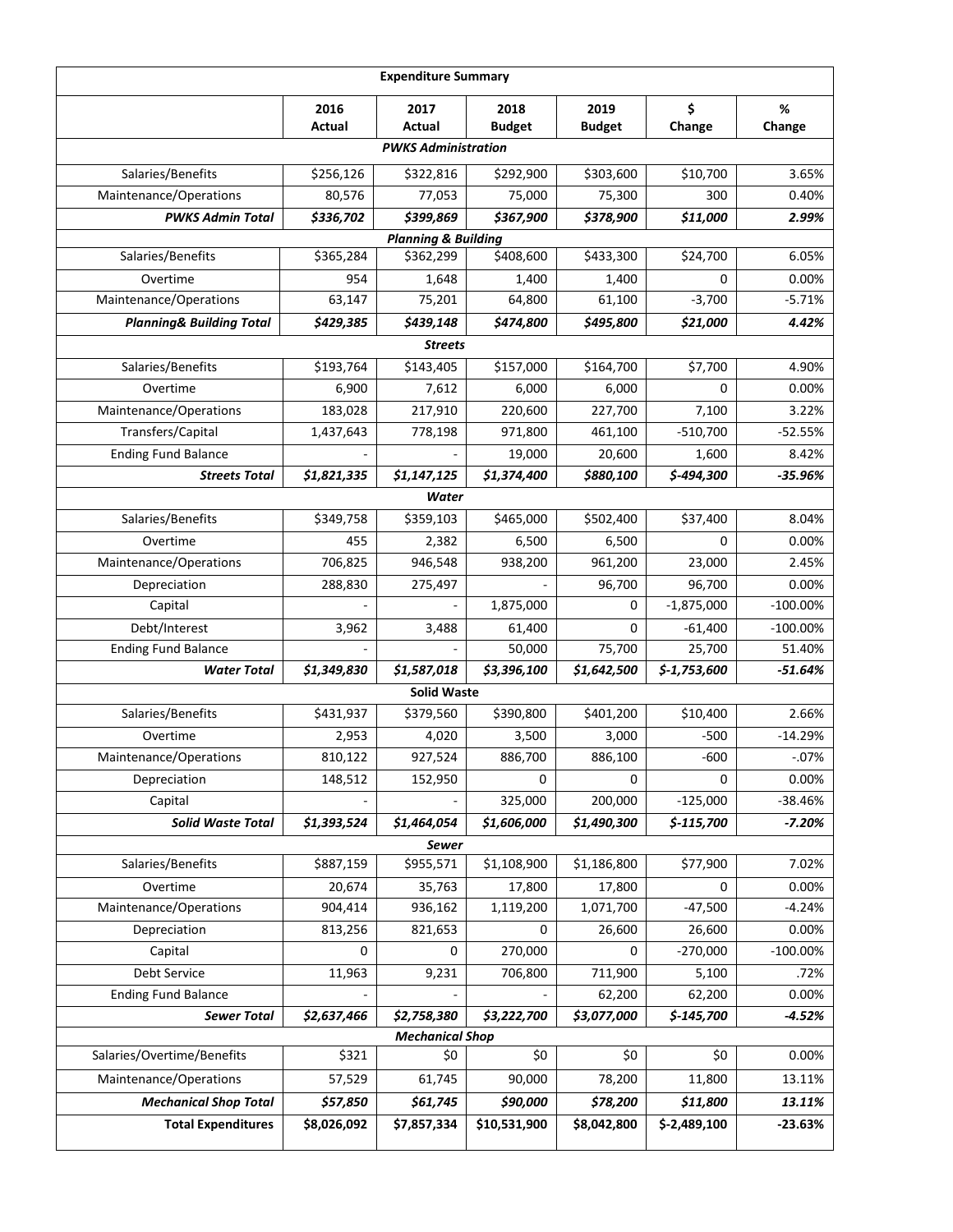| Expenditure Summary | | | | | | |
|---|---|---|---|---|---|---|
| | 2016 Actual | 2017 Actual | 2018 Budget | 2019 Budget | $ Change | % Change |
| ***PWKS Administration*** | | | | | | |
| Salaries/Benefits | $256,126 | $322,816 | $292,900 | $303,600 | $10,700 | 3.65% |
| Maintenance/Operations | 80,576 | 77,053 | 75,000 | 75,300 | 300 | 0.40% |
| ***PWKS Admin Total*** | ***$336,702*** | ***$399,869*** | ***$367,900*** | ***$378,900*** | ***$11,000*** | ***2.99%*** |
| ***Planning & Building*** | | | | | | |
| Salaries/Benefits | $365,284 | $362,299 | $408,600 | $433,300 | $24,700 | 6.05% |
| Overtime | 954 | 1,648 | 1,400 | 1,400 | 0 | 0.00% |
| Maintenance/Operations | 63,147 | 75,201 | 64,800 | 61,100 | -3,700 | -5.71% |
| ***Planning& Building Total*** | ***$429,385*** | ***$439,148*** | ***$474,800*** | ***$495,800*** | ***$21,000*** | ***4.42%*** |
| ***Streets*** | | | | | | |
| Salaries/Benefits | $193,764 | $143,405 | $157,000 | $164,700 | $7,700 | 4.90% |
| Overtime | 6,900 | 7,612 | 6,000 | 6,000 | 0 | 0.00% |
| Maintenance/Operations | 183,028 | 217,910 | 220,600 | 227,700 | 7,100 | 3.22% |
| Transfers/Capital | 1,437,643 | 778,198 | 971,800 | 461,100 | -510,700 | -52.55% |
| Ending Fund Balance | - | - | 19,000 | 20,600 | 1,600 | 8.42% |
| ***Streets Total*** | ***$1,821,335*** | ***$1,147,125*** | ***$1,374,400*** | ***$880,100*** | ***$-494,300*** | ***-35.96%*** |
| ***Water*** | | | | | | |
| Salaries/Benefits | $349,758 | $359,103 | $465,000 | $502,400 | $37,400 | 8.04% |
| Overtime | 455 | 2,382 | 6,500 | 6,500 | 0 | 0.00% |
| Maintenance/Operations | 706,825 | 946,548 | 938,200 | 961,200 | 23,000 | 2.45% |
| Depreciation | 288,830 | 275,497 | - | 96,700 | 96,700 | 0.00% |
| Capital | - | - | 1,875,000 | 0 | -1,875,000 | -100.00% |
| Debt/Interest | 3,962 | 3,488 | 61,400 | 0 | -61,400 | -100.00% |
| Ending Fund Balance | - | - | 50,000 | 75,700 | 25,700 | 51.40% |
| ***Water Total*** | ***$1,349,830*** | ***$1,587,018*** | ***$3,396,100*** | ***$1,642,500*** | ***$-1,753,600*** | ***-51.64%*** |
| **Solid Waste** | | | | | | |
| Salaries/Benefits | $431,937 | $379,560 | $390,800 | $401,200 | $10,400 | 2.66% |
| Overtime | 2,953 | 4,020 | 3,500 | 3,000 | -500 | -14.29% |
| Maintenance/Operations | 810,122 | 927,524 | 886,700 | 886,100 | -600 | -.07% |
| Depreciation | 148,512 | 152,950 | 0 | 0 | 0 | 0.00% |
| Capital | - | - | 325,000 | 200,000 | -125,000 | -38.46% |
| ***Solid Waste Total*** | ***$1,393,524*** | ***$1,464,054*** | ***$1,606,000*** | ***$1,490,300*** | ***$-115,700*** | ***-7.20%*** |
| ***Sewer*** | | | | | | |
| Salaries/Benefits | $887,159 | $955,571 | $1,108,900 | $1,186,800 | $77,900 | 7.02% |
| Overtime | 20,674 | 35,763 | 17,800 | 17,800 | 0 | 0.00% |
| Maintenance/Operations | 904,414 | 936,162 | 1,119,200 | 1,071,700 | -47,500 | -4.24% |
| Depreciation | 813,256 | 821,653 | 0 | 26,600 | 26,600 | 0.00% |
| Capital | 0 | 0 | 270,000 | 0 | -270,000 | -100.00% |
| Debt Service | 11,963 | 9,231 | 706,800 | 711,900 | 5,100 | .72% |
| Ending Fund Balance | - | - | - | 62,200 | 62,200 | 0.00% |
| ***Sewer Total*** | ***$2,637,466*** | ***$2,758,380*** | ***$3,222,700*** | ***$3,077,000*** | ***$-145,700*** | ***-4.52%*** |
| ***Mechanical Shop*** | | | | | | |
| Salaries/Overtime/Benefits | $321 | $0 | $0 | $0 | $0 | 0.00% |
| Maintenance/Operations | 57,529 | 61,745 | 90,000 | 78,200 | 11,800 | 13.11% |
| ***Mechanical Shop Total*** | ***$57,850*** | ***$61,745*** | ***$90,000*** | ***$78,200*** | ***$11,800*** | ***13.11%*** |
| **Total Expenditures** | **$8,026,092** | **$7,857,334** | **$10,531,900** | **$8,042,800** | **$-2,489,100** | **-23.63%** |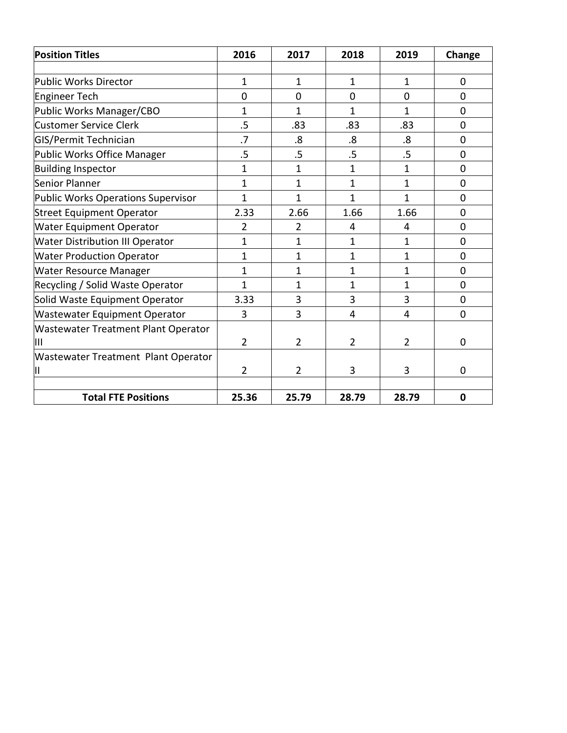| Position Titles | 2016 | 2017 | 2018 | 2019 | Change |
|---|---|---|---|---|---|
| | | | | | |
| Public Works Director | 1 | 1 | 1 | 1 | 0 |
| Engineer Tech | 0 | 0 | 0 | 0 | 0 |
| Public Works Manager/CBO | 1 | 1 | 1 | 1 | 0 |
| Customer Service Clerk | .5 | .83 | .83 | .83 | 0 |
| GIS/Permit Technician | .7 | .8 | .8 | .8 | 0 |
| Public Works Office Manager | .5 | .5 | .5 | .5 | 0 |
| Building Inspector | 1 | 1 | 1 | 1 | 0 |
| Senior Planner | 1 | 1 | 1 | 1 | 0 |
| Public Works Operations Supervisor | 1 | 1 | 1 | 1 | 0 |
| Street Equipment Operator | 2.33 | 2.66 | 1.66 | 1.66 | 0 |
| Water Equipment Operator | 2 | 2 | 4 | 4 | 0 |
| Water Distribution III Operator | 1 | 1 | 1 | 1 | 0 |
| Water Production Operator | 1 | 1 | 1 | 1 | 0 |
| Water Resource Manager | 1 | 1 | 1 | 1 | 0 |
| Recycling / Solid Waste Operator | 1 | 1 | 1 | 1 | 0 |
| Solid Waste Equipment Operator | 3.33 | 3 | 3 | 3 | 0 |
| Wastewater Equipment Operator | 3 | 3 | 4 | 4 | 0 |
| Wastewater Treatment Plant Operator III | 2 | 2 | 2 | 2 | 0 |
| Wastewater Treatment Plant Operator II | 2 | 2 | 3 | 3 | 0 |
| | | | | | |
| **Total FTE Positions** | **25.36** | **25.79** | **28.79** | **28.79** | **0** |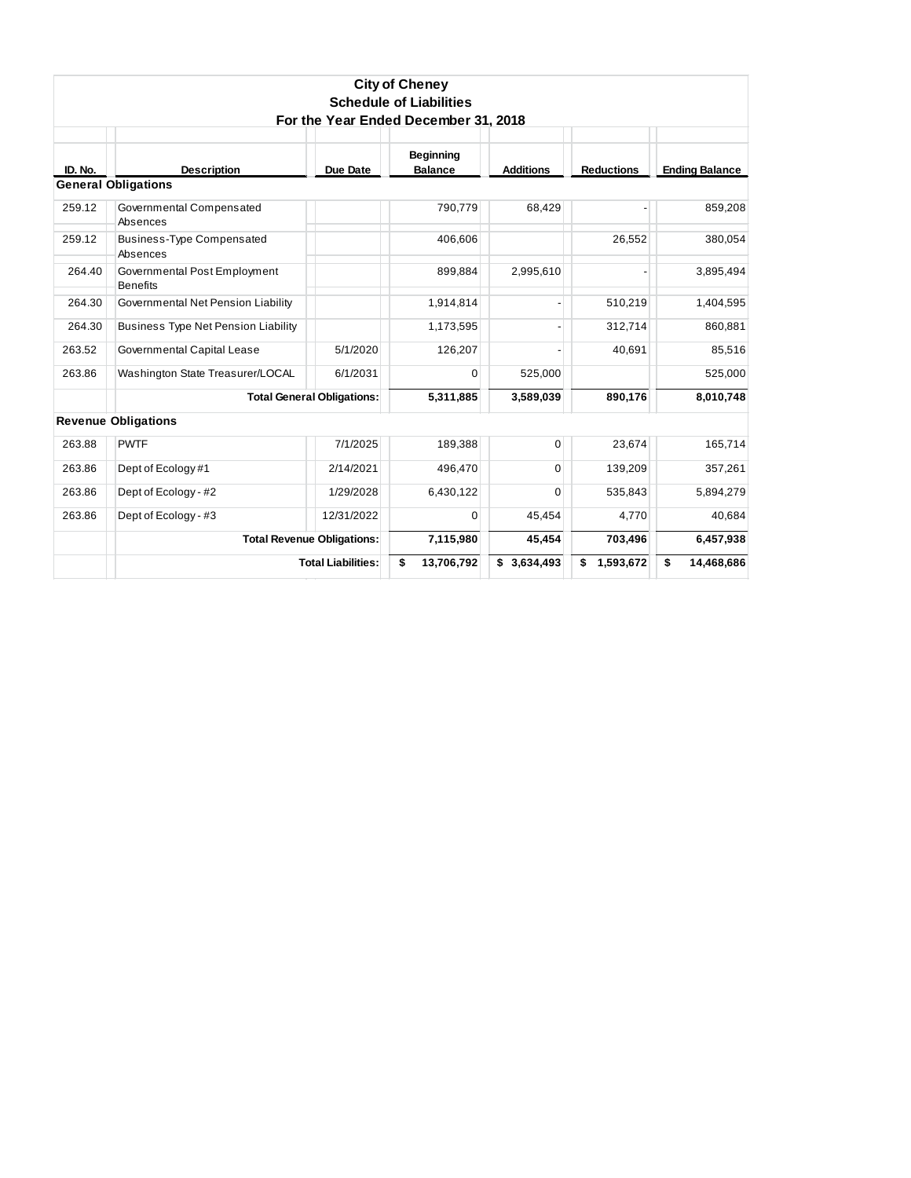# City of Cheney
## Schedule of Liabilities
### For the Year Ended December 31, 2018

| ID. No. | Description | Due Date | Beginning Balance | Additions | Reductions | Ending Balance |
|---|---|---|---|---|---|---|
| **General Obligations** | | | | | | |
| 259.12 | Governmental Compensated Absences | | 790,779 | 68,429 | - | 859,208 |
| 259.12 | Business-Type Compensated Absences | | 406,606 | | 26,552 | 380,054 |
| 264.40 | Governmental Post Employment Benefits | | 899,884 | 2,995,610 | - | 3,895,494 |
| 264.30 | Governmental Net Pension Liability | | 1,914,814 | - | 510,219 | 1,404,595 |
| 264.30 | Business Type Net Pension Liability | | 1,173,595 | - | 312,714 | 860,881 |
| 263.52 | Governmental Capital Lease | 5/1/2020 | 126,207 | - | 40,691 | 85,516 |
| 263.86 | Washington State Treasurer/LOCAL | 6/1/2031 | 0 | 525,000 | | 525,000 |
| | | **Total General Obligations:** | **5,311,885** | **3,589,039** | **890,176** | **8,010,748** |
| **Revenue Obligations** | | | | | | |
| 263.88 | PWTF | 7/1/2025 | 189,388 | 0 | 23,674 | 165,714 |
| 263.86 | Dept of Ecology #1 | 2/14/2021 | 496,470 | 0 | 139,209 | 357,261 |
| 263.86 | Dept of Ecology - #2 | 1/29/2028 | 6,430,122 | 0 | 535,843 | 5,894,279 |
| 263.86 | Dept of Ecology - #3 | 12/31/2022 | 0 | 45,454 | 4,770 | 40,684 |
| | | **Total Revenue Obligations:** | **7,115,980** | **45,454** | **703,496** | **6,457,938** |
| | | **Total Liabilities:** | **$ 13,706,792** | **$ 3,634,493** | **$ 1,593,672** | **$ 14,468,686** |